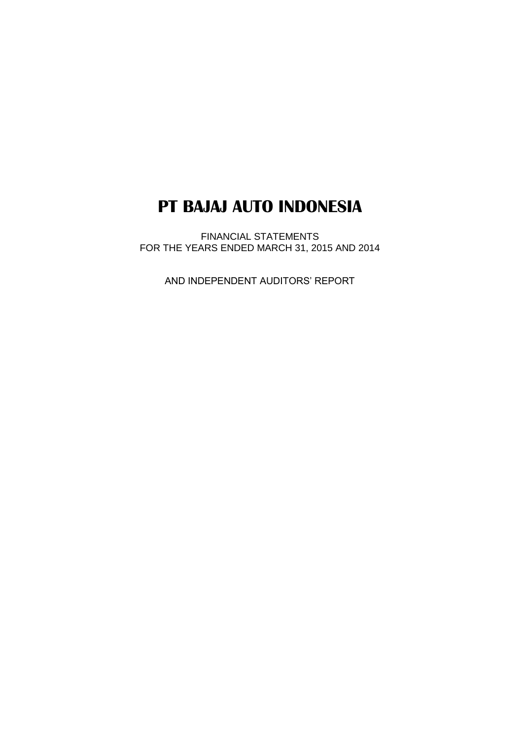# PT BAJAJ AUTO INDONESIA

FINANCIAL STATEMENTS
FOR THE YEARS ENDED MARCH 31, 2015 AND 2014

AND INDEPENDENT AUDITORS' REPORT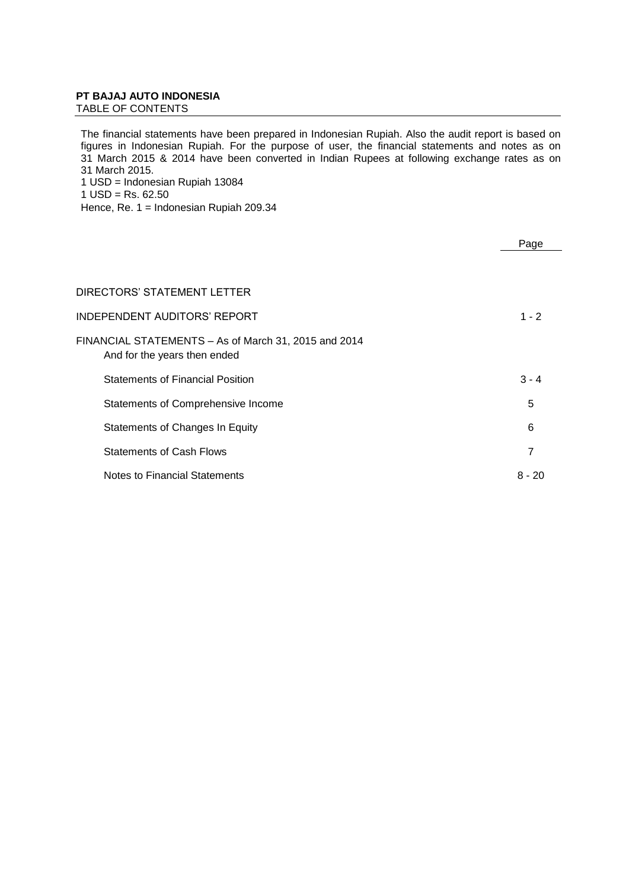**PT BAJAJ AUTO INDONESIA**
TABLE OF CONTENTS

The financial statements have been prepared in Indonesian Rupiah. Also the audit report is based on figures in Indonesian Rupiah. For the purpose of user, the financial statements and notes as on 31 March 2015 & 2014 have been converted in Indian Rupees at following exchange rates as on 31 March 2015.

1 USD = Indonesian Rupiah 13084
1 USD = Rs. 62.50
Hence, Re. 1 = Indonesian Rupiah 209.34

| | Page |
|---|---|
| DIRECTORS' STATEMENT LETTER | |
| INDEPENDENT AUDITORS' REPORT | 1 - 2 |
| FINANCIAL STATEMENTS – As of March 31, 2015 and 2014 And for the years then ended | |
| Statements of Financial Position | 3 - 4 |
| Statements of Comprehensive Income | 5 |
| Statements of Changes In Equity | 6 |
| Statements of Cash Flows | 7 |
| Notes to Financial Statements | 8 - 20 |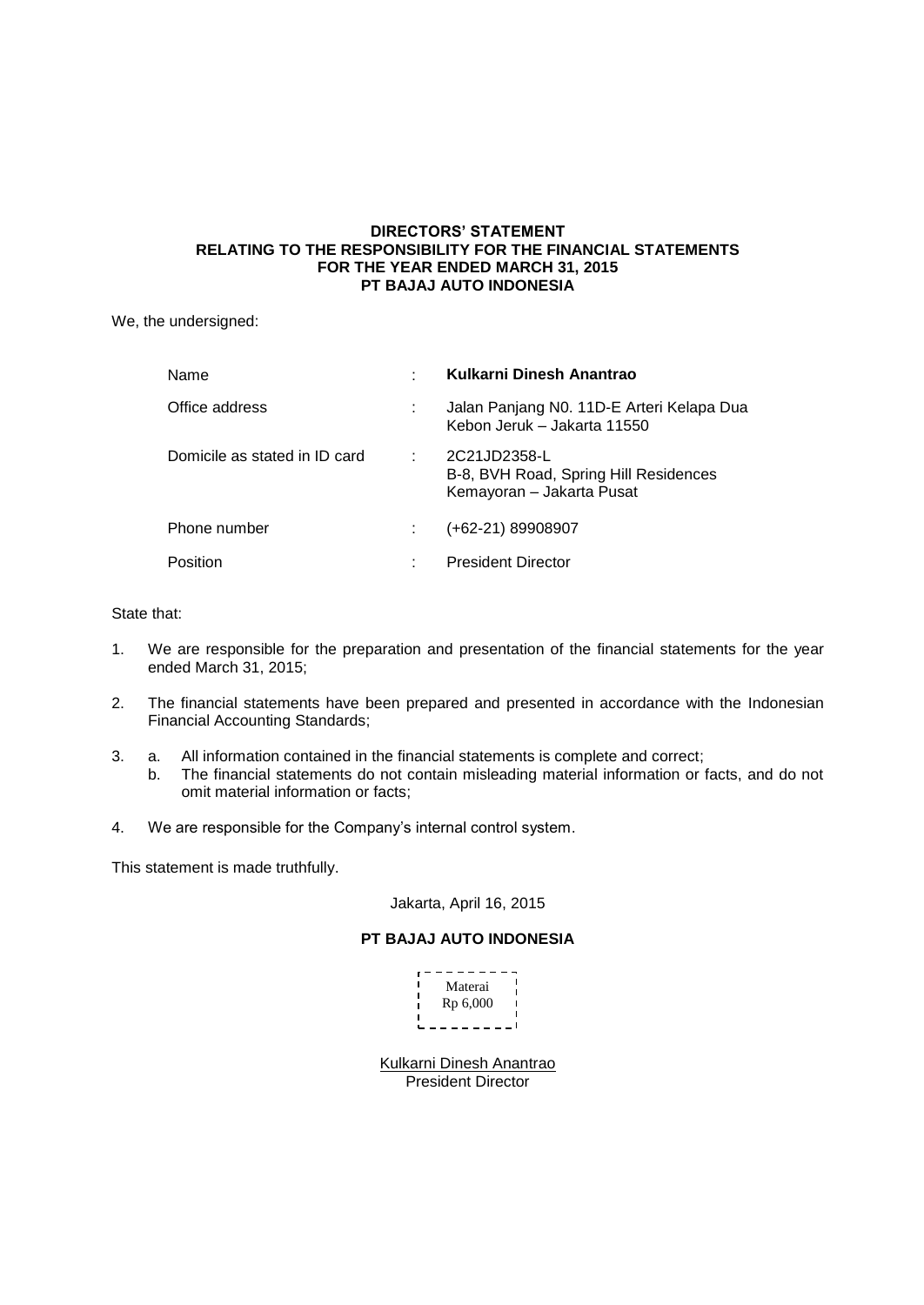**DIRECTORS' STATEMENT**
**RELATING TO THE RESPONSIBILITY FOR THE FINANCIAL STATEMENTS**
**FOR THE YEAR ENDED MARCH 31, 2015**
**PT BAJAJ AUTO INDONESIA**

We, the undersigned:

| | | |
|---|---|---|
| Name | : | **Kulkarni Dinesh Anantrao** |
| Office address | : | Jalan Panjang N0. 11D-E Arteri Kelapa Dua<br>Kebon Jeruk – Jakarta 11550 |
| Domicile as stated in ID card | : | 2C21JD2358-L<br>B-8, BVH Road, Spring Hill Residences<br>Kemayoran – Jakarta Pusat |
| Phone number | : | (+62-21) 89908907 |
| Position | : | President Director |

State that:

1. We are responsible for the preparation and presentation of the financial statements for the year ended March 31, 2015;
2. The financial statements have been prepared and presented in accordance with the Indonesian Financial Accounting Standards;
3. a. All information contained in the financial statements is complete and correct;
   b. The financial statements do not contain misleading material information or facts, and do not omit material information or facts;
4. We are responsible for the Company's internal control system.

This statement is made truthfully.

Jakarta, April 16, 2015

**PT BAJAJ AUTO INDONESIA**

Materai
Rp 6,000

Kulkarni Dinesh Anantrao
President Director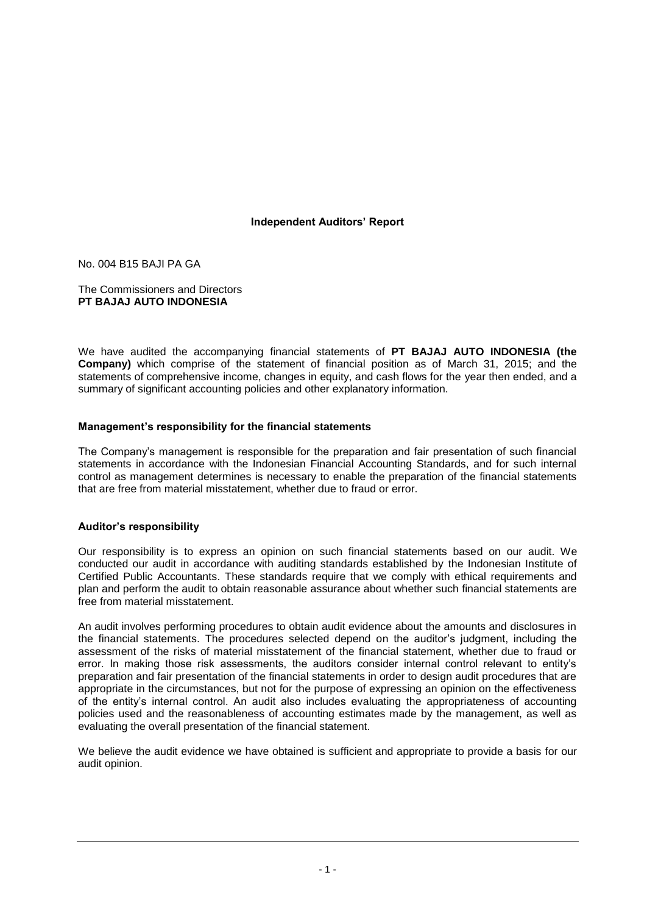## Independent Auditors' Report

No. 004 B15 BAJI PA GA

The Commissioners and Directors
**PT BAJAJ AUTO INDONESIA**

We have audited the accompanying financial statements of **PT BAJAJ AUTO INDONESIA (the Company)** which comprise of the statement of financial position as of March 31, 2015; and the statements of comprehensive income, changes in equity, and cash flows for the year then ended, and a summary of significant accounting policies and other explanatory information.

### Management's responsibility for the financial statements

The Company's management is responsible for the preparation and fair presentation of such financial statements in accordance with the Indonesian Financial Accounting Standards, and for such internal control as management determines is necessary to enable the preparation of the financial statements that are free from material misstatement, whether due to fraud or error.

### Auditor's responsibility

Our responsibility is to express an opinion on such financial statements based on our audit. We conducted our audit in accordance with auditing standards established by the Indonesian Institute of Certified Public Accountants. These standards require that we comply with ethical requirements and plan and perform the audit to obtain reasonable assurance about whether such financial statements are free from material misstatement.

An audit involves performing procedures to obtain audit evidence about the amounts and disclosures in the financial statements. The procedures selected depend on the auditor's judgment, including the assessment of the risks of material misstatement of the financial statement, whether due to fraud or error. In making those risk assessments, the auditors consider internal control relevant to entity's preparation and fair presentation of the financial statements in order to design audit procedures that are appropriate in the circumstances, but not for the purpose of expressing an opinion on the effectiveness of the entity's internal control. An audit also includes evaluating the appropriateness of accounting policies used and the reasonableness of accounting estimates made by the management, as well as evaluating the overall presentation of the financial statement.

We believe the audit evidence we have obtained is sufficient and appropriate to provide a basis for our audit opinion.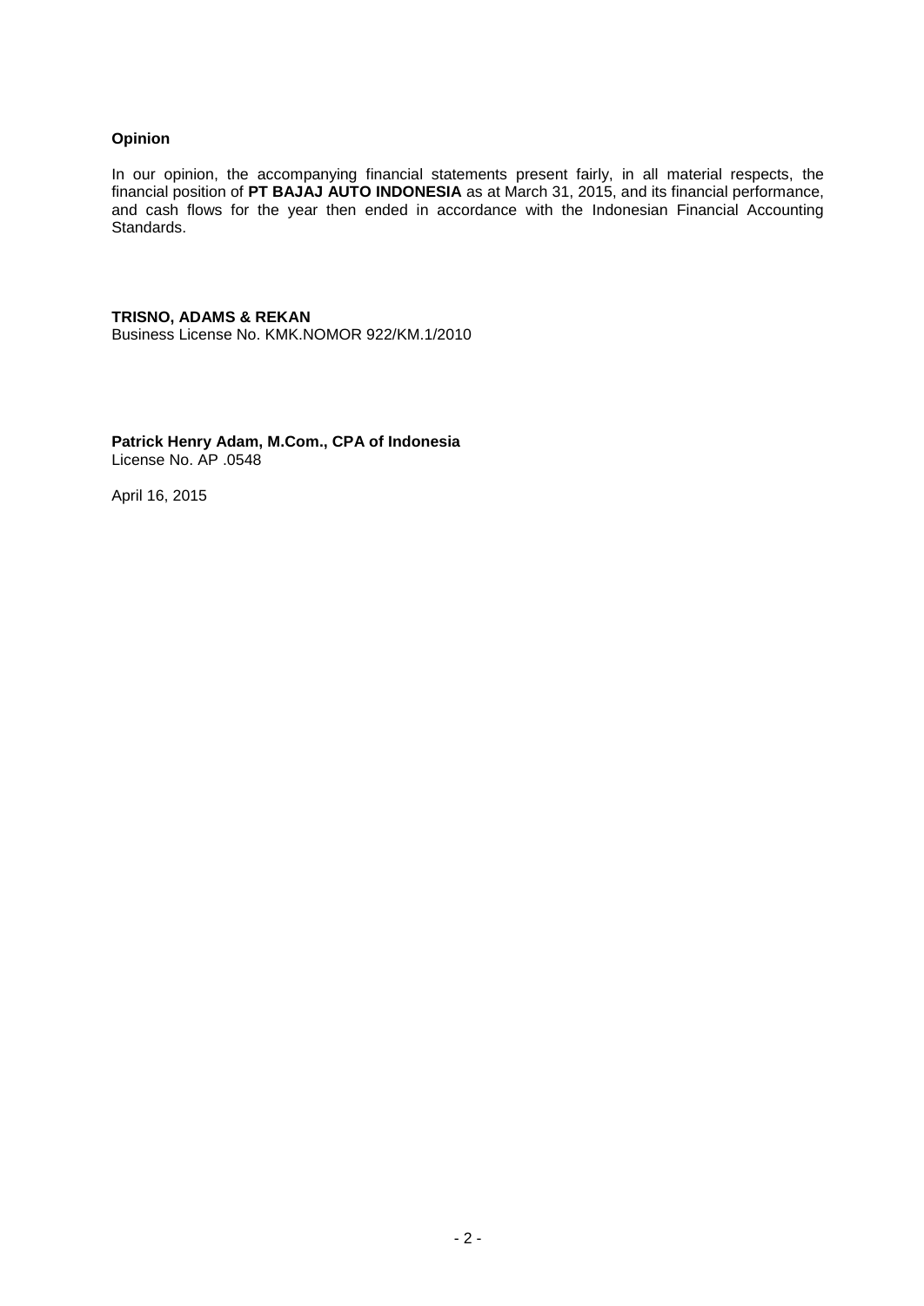### Opinion

In our opinion, the accompanying financial statements present fairly, in all material respects, the financial position of **PT BAJAJ AUTO INDONESIA** as at March 31, 2015, and its financial performance, and cash flows for the year then ended in accordance with the Indonesian Financial Accounting Standards.

**TRISNO, ADAMS & REKAN**
Business License No. KMK.NOMOR 922/KM.1/2010

**Patrick Henry Adam, M.Com., CPA of Indonesia**
License No. AP .0548

April 16, 2015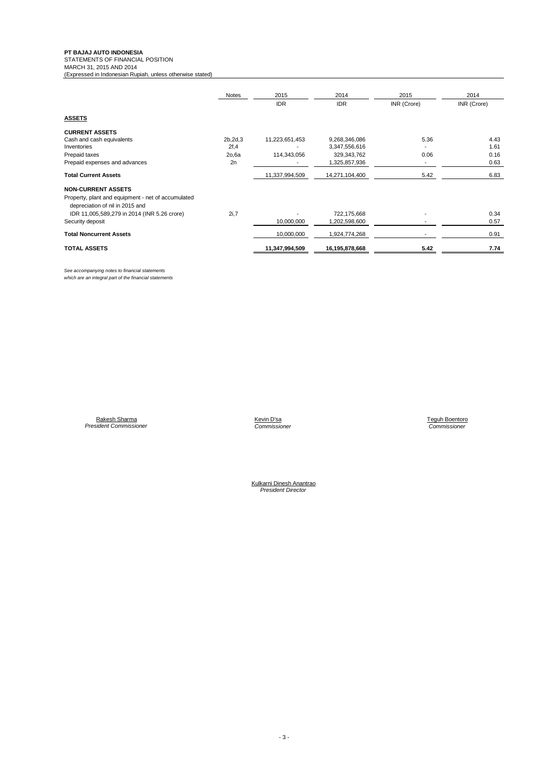**PT BAJAJ AUTO INDONESIA**
STATEMENTS OF FINANCIAL POSITION
MARCH 31, 2015 AND 2014
(Expressed in Indonesian Rupiah, unless otherwise stated)

| | Notes | 2015 | 2014 | 2015 | 2014 |
|---|---|---|---|---|---|
| | | IDR | IDR | INR (Crore) | INR (Crore) |
| **ASSETS** | | | | | |
| **CURRENT ASSETS** | | | | | |
| Cash and cash equivalents | 2b,2d,3 | 11,223,651,453 | 9,268,346,086 | 5.36 | 4.43 |
| Inventories | 2f,4 | - | 3,347,556,616 | - | 1.61 |
| Prepaid taxes | 2o,6a | 114,343,056 | 329,343,762 | 0.06 | 0.16 |
| Prepaid expenses and advances | 2n | - | 1,325,857,936 | - | 0.63 |
| **Total Current Assets** | | 11,337,994,509 | 14,271,104,400 | 5.42 | 6.83 |
| **NON-CURRENT ASSETS** | | | | | |
| Property, plant and equipment - net of accumulated depreciation of nil in 2015 and IDR 11,005,589,279 in 2014 (INR 5.26 crore) | 2i,7 | - | 722,175,668 | - | 0.34 |
| Security deposit | | 10,000,000 | 1,202,598,600 | - | 0.57 |
| **Total Noncurrent Assets** | | 10,000,000 | 1,924,774,268 | - | 0.91 |
| **TOTAL ASSETS** | | **11,347,994,509** | **16,195,878,668** | **5.42** | **7.74** |

*See accompanying notes to financial statements which are an integral part of the financial statements*

Rakesh Sharma
*President Commissioner*

Kevin D'sa
*Commissioner*

Teguh Boentoro
*Commissioner*

Kulkarni Dinesh Anantrao
*President Director*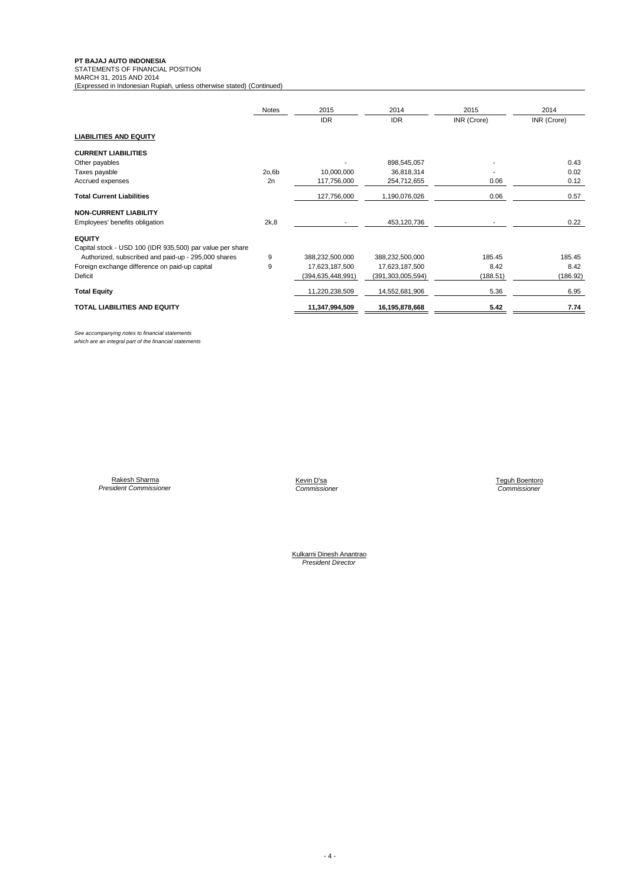**PT BAJAJ AUTO INDONESIA**
STATEMENTS OF FINANCIAL POSITION
MARCH 31, 2015 AND 2014
(Expressed in Indonesian Rupiah, unless otherwise stated) (Continued)

| | Notes | 2015 | 2014 | 2015 | 2014 |
|---|---|---|---|---|---|
| | | IDR | IDR | INR (Crore) | INR (Crore) |
| **LIABILITIES AND EQUITY** | | | | | |
| **CURRENT LIABILITIES** | | | | | |
| Other payables | | - | 898,545,057 | - | 0.43 |
| Taxes payable | 2o,6b | 10,000,000 | 36,818,314 | - | 0.02 |
| Accrued expenses | 2n | 117,756,000 | 254,712,655 | 0.06 | 0.12 |
| **Total Current Liabilities** | | 127,756,000 | 1,190,076,026 | 0.06 | 0.57 |
| **NON-CURRENT LIABILITY** | | | | | |
| Employees' benefits obligation | 2k,8 | - | 453,120,736 | - | 0.22 |
| **EQUITY** | | | | | |
| Capital stock - USD 100 (IDR 935,500) par value per share | | | | | |
| Authorized, subscribed and paid-up - 295,000 shares | 9 | 388,232,500,000 | 388,232,500,000 | 185.45 | 185.45 |
| Foreign exchange difference on paid-up capital | 9 | 17,623,187,500 | 17,623,187,500 | 8.42 | 8.42 |
| Deficit | | (394,635,448,991) | (391,303,005,594) | (188.51) | (186.92) |
| **Total Equity** | | 11,220,238,509 | 14,552,681,906 | 5.36 | 6.95 |
| **TOTAL LIABILITIES AND EQUITY** | | **11,347,994,509** | **16,195,878,668** | **5.42** | **7.74** |

*See accompanying notes to financial statements which are an integral part of the financial statements*

Rakesh Sharma
*President Commissioner*

Kevin D'sa
*Commissioner*

Teguh Boentoro
*Commissioner*

Kulkarni Dinesh Anantrao
*President Director*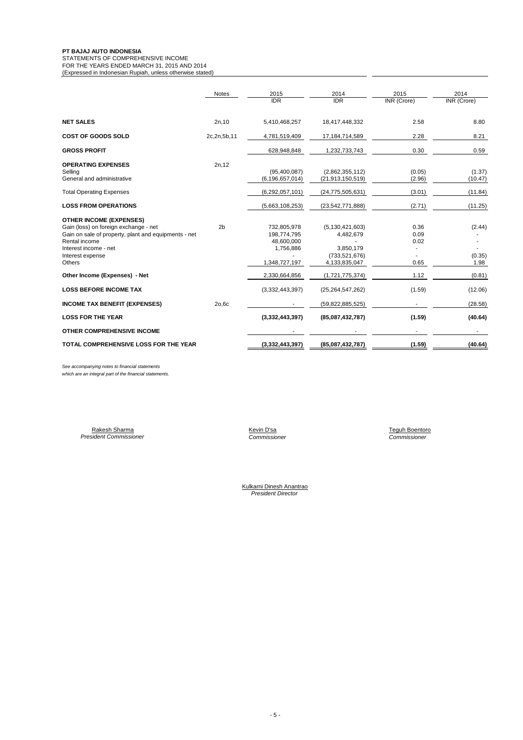**PT BAJAJ AUTO INDONESIA**
STATEMENTS OF COMPREHENSIVE INCOME
FOR THE YEARS ENDED MARCH 31, 2015 AND 2014
(Expressed in Indonesian Rupiah, unless otherwise stated)

| | Notes | 2015 IDR | 2014 IDR | 2015 INR (Crore) | 2014 INR (Crore) |
|---|---|---|---|---|---|
| **NET SALES** | 2n,10 | 5,410,468,257 | 18,417,448,332 | 2.58 | 8.80 |
| **COST OF GOODS SOLD** | 2c,2n,5b,11 | 4,781,519,409 | 17,184,714,589 | 2.28 | 8.21 |
| **GROSS PROFIT** | | 628,948,848 | 1,232,733,743 | 0.30 | 0.59 |
| **OPERATING EXPENSES** | 2n,12 | | | | |
| Selling | | (95,400,087) | (2,862,355,112) | (0.05) | (1.37) |
| General and administrative | | (6,196,657,014) | (21,913,150,519) | (2.96) | (10.47) |
| Total Operating Expenses | | (6,292,057,101) | (24,775,505,631) | (3.01) | (11.84) |
| **LOSS FROM OPERATIONS** | | (5,663,108,253) | (23,542,771,888) | (2.71) | (11.25) |
| **OTHER INCOME (EXPENSES)** | | | | | |
| Gain (loss) on foreign exchange - net | 2b | 732,805,978 | (5,130,421,603) | 0.36 | (2.44) |
| Gain on sale of property, plant and equipments - net | | 198,774,795 | 4,482,679 | 0.09 | - |
| Rental income | | 48,600,000 | - | 0.02 | - |
| Interest income - net | | 1,756,886 | 3,850,179 | - | - |
| Interest expense | | - | (733,521,676) | - | (0.35) |
| Others | | 1,348,727,197 | 4,133,835,047 | 0.65 | 1.98 |
| Other Income (Expenses) - Net | | 2,330,664,856 | (1,721,775,374) | 1.12 | (0.81) |
| **LOSS BEFORE INCOME TAX** | | (3,332,443,397) | (25,264,547,262) | (1.59) | (12.06) |
| **INCOME TAX BENEFIT (EXPENSES)** | 2o,6c | - | (59,822,885,525) | - | (28.58) |
| **LOSS FOR THE YEAR** | | **(3,332,443,397)** | **(85,087,432,787)** | **(1.59)** | **(40.64)** |
| **OTHER COMPREHENSIVE INCOME** | | - | - | - | - |
| **TOTAL COMPREHENSIVE LOSS FOR THE YEAR** | | **(3,332,443,397)** | **(85,087,432,787)** | **(1.59)** | **(40.64)** |

*See accompanying notes to financial statements which are an integral part of the financial statements.*

Rakesh Sharma
*President Commissioner*

Kevin D'sa
*Commissioner*

Teguh Boentoro
*Commissioner*

Kulkarni Dinesh Anantrao
*President Director*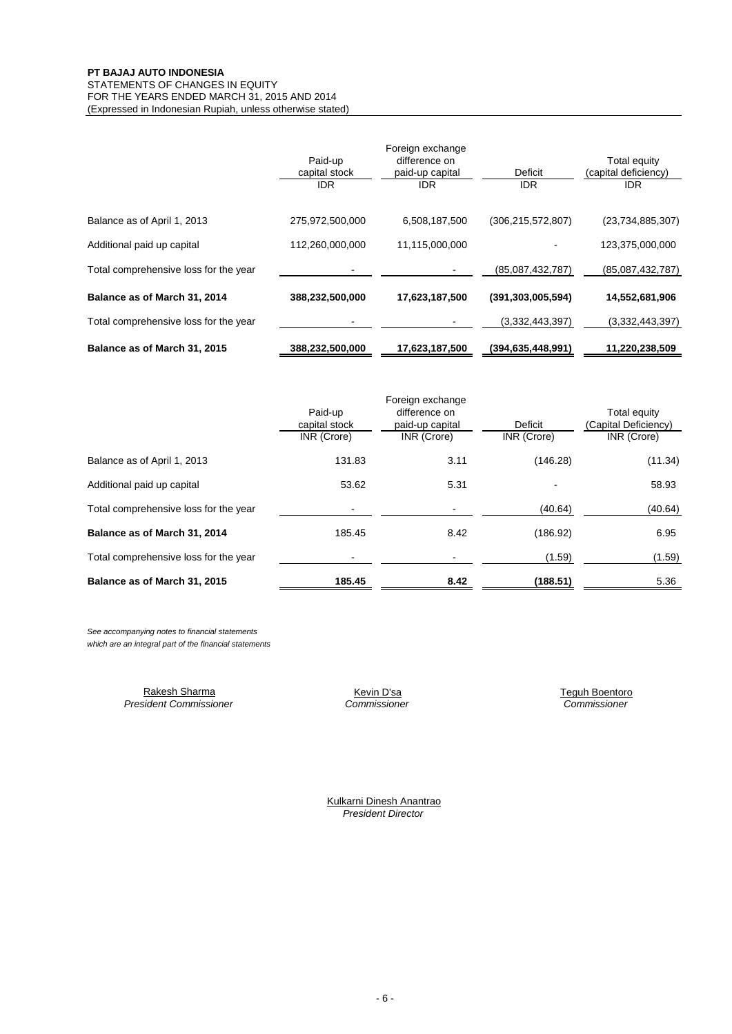**PT BAJAJ AUTO INDONESIA**
STATEMENTS OF CHANGES IN EQUITY
FOR THE YEARS ENDED MARCH 31, 2015 AND 2014
(Expressed in Indonesian Rupiah, unless otherwise stated)

| | Paid-up capital stock IDR | Foreign exchange difference on paid-up capital IDR | Deficit IDR | Total equity (capital deficiency) IDR |
|---|---|---|---|---|
| Balance as of April 1, 2013 | 275,972,500,000 | 6,508,187,500 | (306,215,572,807) | (23,734,885,307) |
| Additional paid up capital | 112,260,000,000 | 11,115,000,000 | - | 123,375,000,000 |
| Total comprehensive loss for the year | - | - | (85,087,432,787) | (85,087,432,787) |
| **Balance as of March 31, 2014** | **388,232,500,000** | **17,623,187,500** | **(391,303,005,594)** | **14,552,681,906** |
| Total comprehensive loss for the year | - | - | (3,332,443,397) | (3,332,443,397) |
| **Balance as of March 31, 2015** | **388,232,500,000** | **17,623,187,500** | **(394,635,448,991)** | **11,220,238,509** |

| | Paid-up capital stock INR (Crore) | Foreign exchange difference on paid-up capital INR (Crore) | Deficit INR (Crore) | Total equity (Capital Deficiency) INR (Crore) |
|---|---|---|---|---|
| Balance as of April 1, 2013 | 131.83 | 3.11 | (146.28) | (11.34) |
| Additional paid up capital | 53.62 | 5.31 | - | 58.93 |
| Total comprehensive loss for the year | - | - | (40.64) | (40.64) |
| **Balance as of March 31, 2014** | 185.45 | 8.42 | (186.92) | 6.95 |
| Total comprehensive loss for the year | - | - | (1.59) | (1.59) |
| **Balance as of March 31, 2015** | **185.45** | **8.42** | **(188.51)** | 5.36 |

*See accompanying notes to financial statements which are an integral part of the financial statements*

Rakesh Sharma
*President Commissioner*

Kevin D'sa
*Commissioner*

Teguh Boentoro
*Commissioner*

Kulkarni Dinesh Anantrao
*President Director*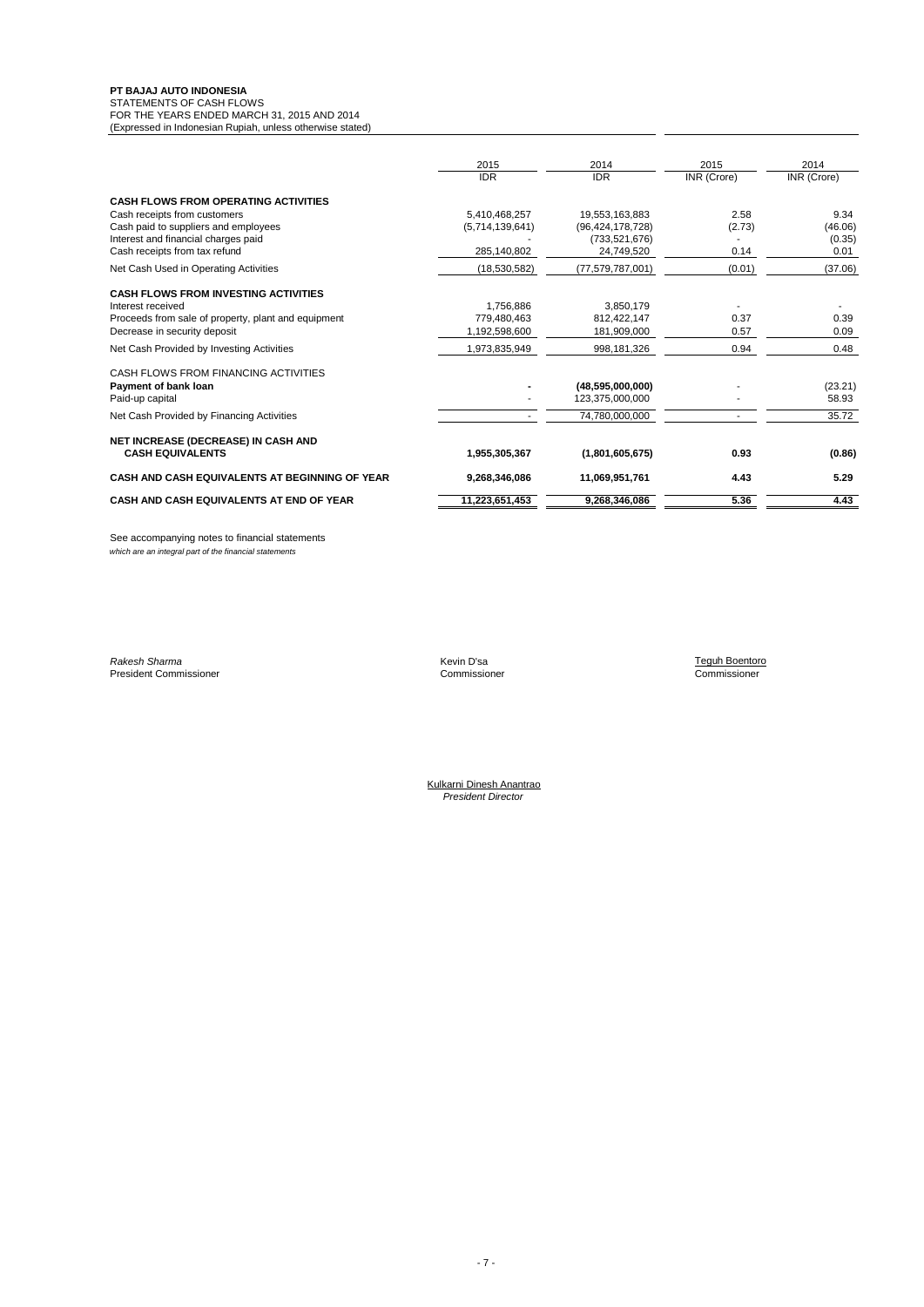**PT BAJAJ AUTO INDONESIA**
STATEMENTS OF CASH FLOWS
FOR THE YEARS ENDED MARCH 31, 2015 AND 2014
(Expressed in Indonesian Rupiah, unless otherwise stated)

| | 2015 | 2014 | 2015 | 2014 |
|---|---|---|---|---|
| | IDR | IDR | INR (Crore) | INR (Crore) |
| **CASH FLOWS FROM OPERATING ACTIVITIES** | | | | |
| Cash receipts from customers | 5,410,468,257 | 19,553,163,883 | 2.58 | 9.34 |
| Cash paid to suppliers and employees | (5,714,139,641) | (96,424,178,728) | (2.73) | (46.06) |
| Interest and financial charges paid | - | (733,521,676) | - | (0.35) |
| Cash receipts from tax refund | 285,140,802 | 24,749,520 | 0.14 | 0.01 |
| Net Cash Used in Operating Activities | (18,530,582) | (77,579,787,001) | (0.01) | (37.06) |
| **CASH FLOWS FROM INVESTING ACTIVITIES** | | | | |
| Interest received | 1,756,886 | 3,850,179 | - | - |
| Proceeds from sale of property, plant and equipment | 779,480,463 | 812,422,147 | 0.37 | 0.39 |
| Decrease in security deposit | 1,192,598,600 | 181,909,000 | 0.57 | 0.09 |
| Net Cash Provided by Investing Activities | 1,973,835,949 | 998,181,326 | 0.94 | 0.48 |
| CASH FLOWS FROM FINANCING ACTIVITIES | | | | |
| **Payment of bank loan** | **-** | **(48,595,000,000)** | - | (23.21) |
| Paid-up capital | - | 123,375,000,000 | - | 58.93 |
| Net Cash Provided by Financing Activities | - | 74,780,000,000 | - | 35.72 |
| **NET INCREASE (DECREASE) IN CASH AND CASH EQUIVALENTS** | **1,955,305,367** | **(1,801,605,675)** | **0.93** | **(0.86)** |
| **CASH AND CASH EQUIVALENTS AT BEGINNING OF YEAR** | **9,268,346,086** | **11,069,951,761** | **4.43** | **5.29** |
| **CASH AND CASH EQUIVALENTS AT END OF YEAR** | **11,223,651,453** | **9,268,346,086** | **5.36** | **4.43** |

See accompanying notes to financial statements
*which are an integral part of the financial statements*

| | | |
|---|---|---|
| *Rakesh Sharma* | Kevin D'sa | Teguh Boentoro |
| President Commissioner | Commissioner | Commissioner |

Kulkarni Dinesh Anantrao
*President Director*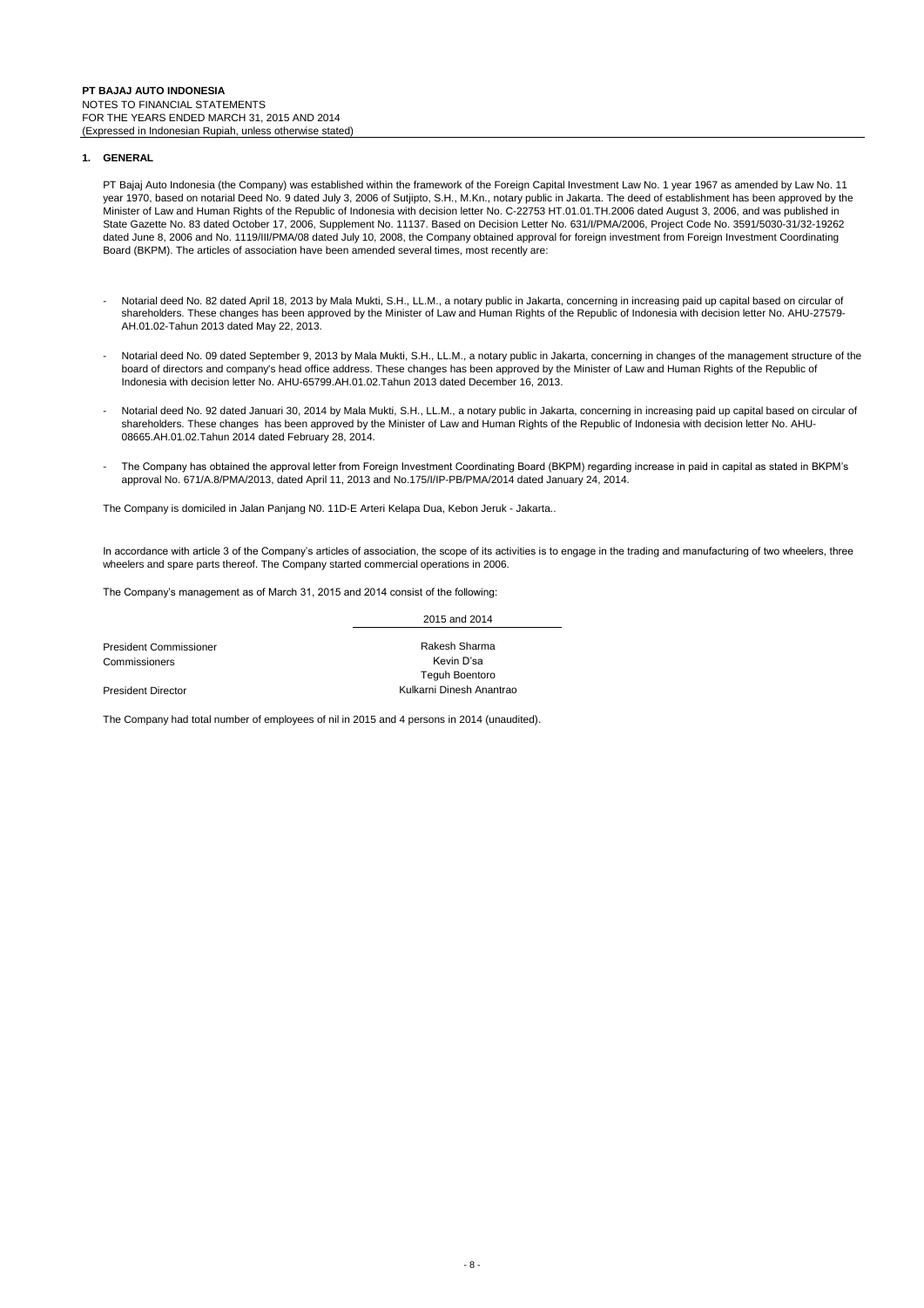## 1. GENERAL

PT Bajaj Auto Indonesia (the Company) was established within the framework of the Foreign Capital Investment Law No. 1 year 1967 as amended by Law No. 11 year 1970, based on notarial Deed No. 9 dated July 3, 2006 of Sutjipto, S.H., M.Kn., notary public in Jakarta. The deed of establishment has been approved by the Minister of Law and Human Rights of the Republic of Indonesia with decision letter No. C-22753 HT.01.01.TH.2006 dated August 3, 2006, and was published in State Gazette No. 83 dated October 17, 2006, Supplement No. 11137. Based on Decision Letter No. 631/I/PMA/2006, Project Code No. 3591/5030-31/32-19262 dated June 8, 2006 and No. 1119/III/PMA/08 dated July 10, 2008, the Company obtained approval for foreign investment from Foreign Investment Coordinating Board (BKPM). The articles of association have been amended several times, most recently are:

- Notarial deed No. 82 dated April 18, 2013 by Mala Mukti, S.H., LL.M., a notary public in Jakarta, concerning in increasing paid up capital based on circular of shareholders. These changes has been approved by the Minister of Law and Human Rights of the Republic of Indonesia with decision letter No. AHU-27579-AH.01.02-Tahun 2013 dated May 22, 2013.

- Notarial deed No. 09 dated September 9, 2013 by Mala Mukti, S.H., LL.M., a notary public in Jakarta, concerning in changes of the management structure of the board of directors and company's head office address. These changes has been approved by the Minister of Law and Human Rights of the Republic of Indonesia with decision letter No. AHU-65799.AH.01.02.Tahun 2013 dated December 16, 2013.

- Notarial deed No. 92 dated Januari 30, 2014 by Mala Mukti, S.H., LL.M., a notary public in Jakarta, concerning in increasing paid up capital based on circular of shareholders. These changes has been approved by the Minister of Law and Human Rights of the Republic of Indonesia with decision letter No. AHU-08665.AH.01.02.Tahun 2014 dated February 28, 2014.

- The Company has obtained the approval letter from Foreign Investment Coordinating Board (BKPM) regarding increase in paid in capital as stated in BKPM's approval No. 671/A.8/PMA/2013, dated April 11, 2013 and No.175/I/IP-PB/PMA/2014 dated January 24, 2014.

The Company is domiciled in Jalan Panjang N0. 11D-E Arteri Kelapa Dua, Kebon Jeruk - Jakarta..

In accordance with article 3 of the Company's articles of association, the scope of its activities is to engage in the trading and manufacturing of two wheelers, three wheelers and spare parts thereof. The Company started commercial operations in 2006.

The Company's management as of March 31, 2015 and 2014 consist of the following:

| | 2015 and 2014 |
|---|---|
| President Commissioner | Rakesh Sharma |
| Commissioners | Kevin D'sa |
| | Teguh Boentoro |
| President Director | Kulkarni Dinesh Anantrao |

The Company had total number of employees of nil in 2015 and 4 persons in 2014 (unaudited).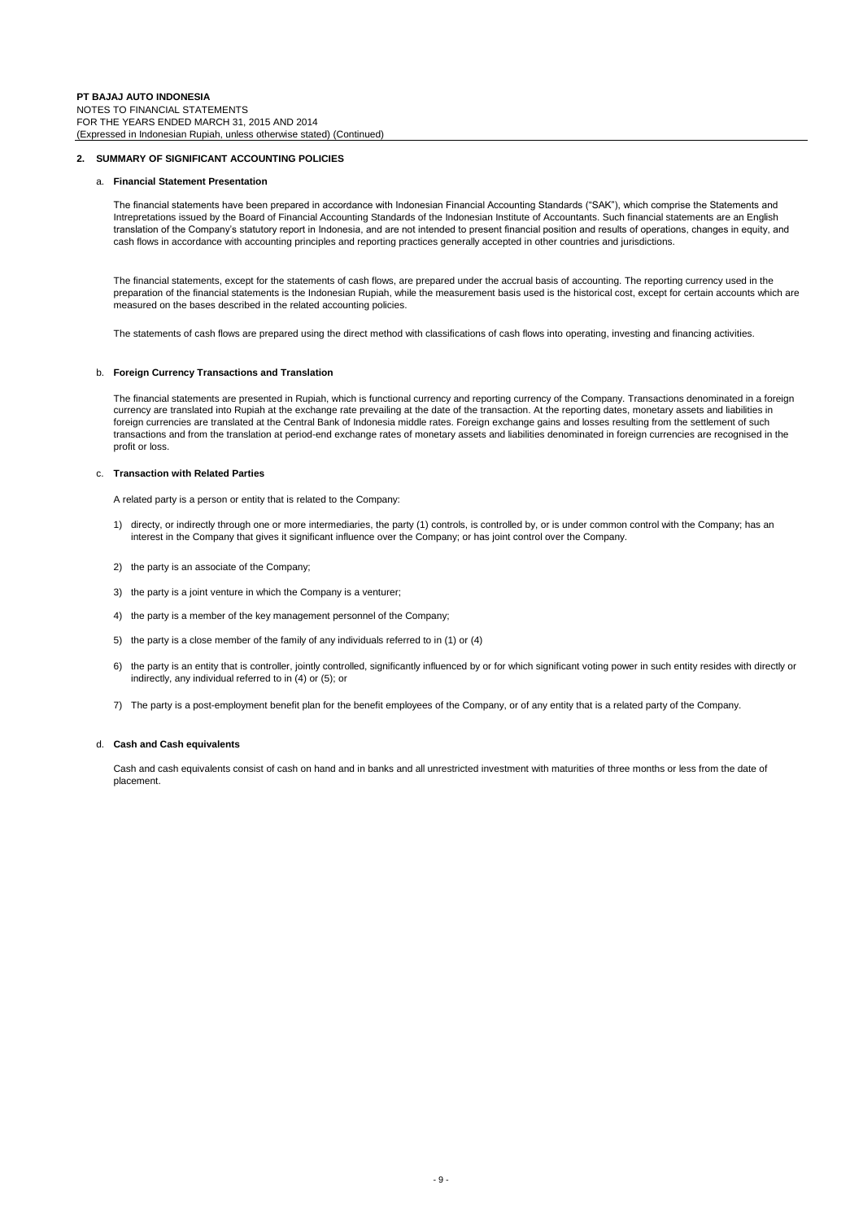## 2. SUMMARY OF SIGNIFICANT ACCOUNTING POLICIES

### a. Financial Statement Presentation

The financial statements have been prepared in accordance with Indonesian Financial Accounting Standards ("SAK"), which comprise the Statements and Intrepretations issued by the Board of Financial Accounting Standards of the Indonesian Institute of Accountants. Such financial statements are an English translation of the Company's statutory report in Indonesia, and are not intended to present financial position and results of operations, changes in equity, and cash flows in accordance with accounting principles and reporting practices generally accepted in other countries and jurisdictions.

The financial statements, except for the statements of cash flows, are prepared under the accrual basis of accounting. The reporting currency used in the preparation of the financial statements is the Indonesian Rupiah, while the measurement basis used is the historical cost, except for certain accounts which are measured on the bases described in the related accounting policies.

The statements of cash flows are prepared using the direct method with classifications of cash flows into operating, investing and financing activities.

### b. Foreign Currency Transactions and Translation

The financial statements are presented in Rupiah, which is functional currency and reporting currency of the Company. Transactions denominated in a foreign currency are translated into Rupiah at the exchange rate prevailing at the date of the transaction. At the reporting dates, monetary assets and liabilities in foreign currencies are translated at the Central Bank of Indonesia middle rates. Foreign exchange gains and losses resulting from the settlement of such transactions and from the translation at period-end exchange rates of monetary assets and liabilities denominated in foreign currencies are recognised in the profit or loss.

### c. Transaction with Related Parties

A related party is a person or entity that is related to the Company:

1) directy, or indirectly through one or more intermediaries, the party (1) controls, is controlled by, or is under common control with the Company; has an interest in the Company that gives it significant influence over the Company; or has joint control over the Company.

2) the party is an associate of the Company;

3) the party is a joint venture in which the Company is a venturer;

4) the party is a member of the key management personnel of the Company;

5) the party is a close member of the family of any individuals referred to in (1) or (4)

6) the party is an entity that is controller, jointly controlled, significantly influenced by or for which significant voting power in such entity resides with directly or indirectly, any individual referred to in (4) or (5); or

7) The party is a post-employment benefit plan for the benefit employees of the Company, or of any entity that is a related party of the Company.

### d. Cash and Cash equivalents

Cash and cash equivalents consist of cash on hand and in banks and all unrestricted investment with maturities of three months or less from the date of placement.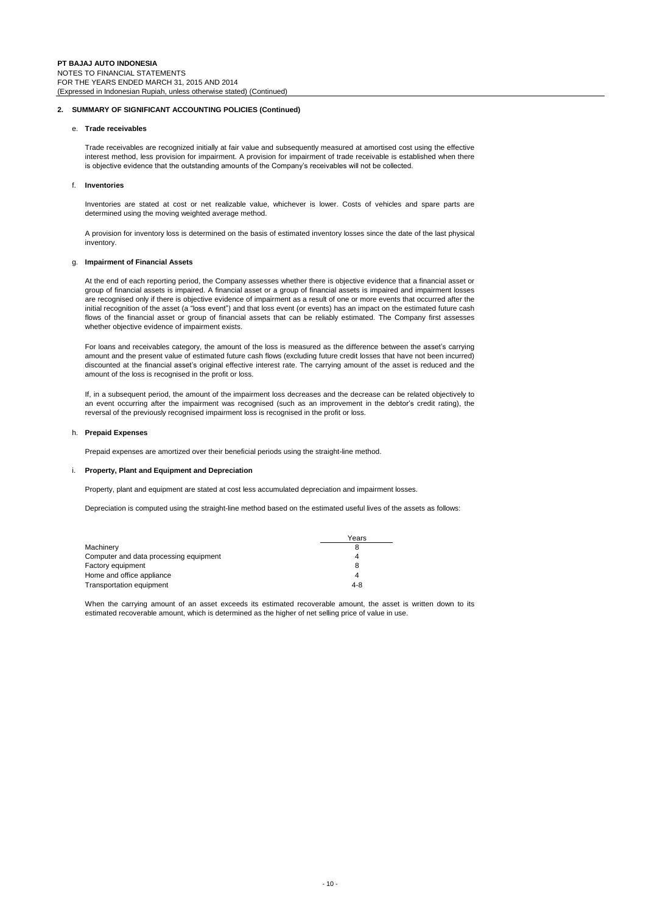## 2. SUMMARY OF SIGNIFICANT ACCOUNTING POLICIES (Continued)

### e. Trade receivables

Trade receivables are recognized initially at fair value and subsequently measured at amortised cost using the effective interest method, less provision for impairment. A provision for impairment of trade receivable is established when there is objective evidence that the outstanding amounts of the Company's receivables will not be collected.

### f. Inventories

Inventories are stated at cost or net realizable value, whichever is lower. Costs of vehicles and spare parts are determined using the moving weighted average method.

A provision for inventory loss is determined on the basis of estimated inventory losses since the date of the last physical inventory.

### g. Impairment of Financial Assets

At the end of each reporting period, the Company assesses whether there is objective evidence that a financial asset or group of financial assets is impaired. A financial asset or a group of financial assets is impaired and impairment losses are recognised only if there is objective evidence of impairment as a result of one or more events that occurred after the initial recognition of the asset (a "loss event") and that loss event (or events) has an impact on the estimated future cash flows of the financial asset or group of financial assets that can be reliably estimated. The Company first assesses whether objective evidence of impairment exists.

For loans and receivables category, the amount of the loss is measured as the difference between the asset's carrying amount and the present value of estimated future cash flows (excluding future credit losses that have not been incurred) discounted at the financial asset's original effective interest rate. The carrying amount of the asset is reduced and the amount of the loss is recognised in the profit or loss.

If, in a subsequent period, the amount of the impairment loss decreases and the decrease can be related objectively to an event occurring after the impairment was recognised (such as an improvement in the debtor's credit rating), the reversal of the previously recognised impairment loss is recognised in the profit or loss.

### h. Prepaid Expenses

Prepaid expenses are amortized over their beneficial periods using the straight-line method.

### i. Property, Plant and Equipment and Depreciation

Property, plant and equipment are stated at cost less accumulated depreciation and impairment losses.

Depreciation is computed using the straight-line method based on the estimated useful lives of the assets as follows:

| | Years |
|---|---|
| Machinery | 8 |
| Computer and data processing equipment | 4 |
| Factory equipment | 8 |
| Home and office appliance | 4 |
| Transportation equipment | 4-8 |

When the carrying amount of an asset exceeds its estimated recoverable amount, the asset is written down to its estimated recoverable amount, which is determined as the higher of net selling price of value in use.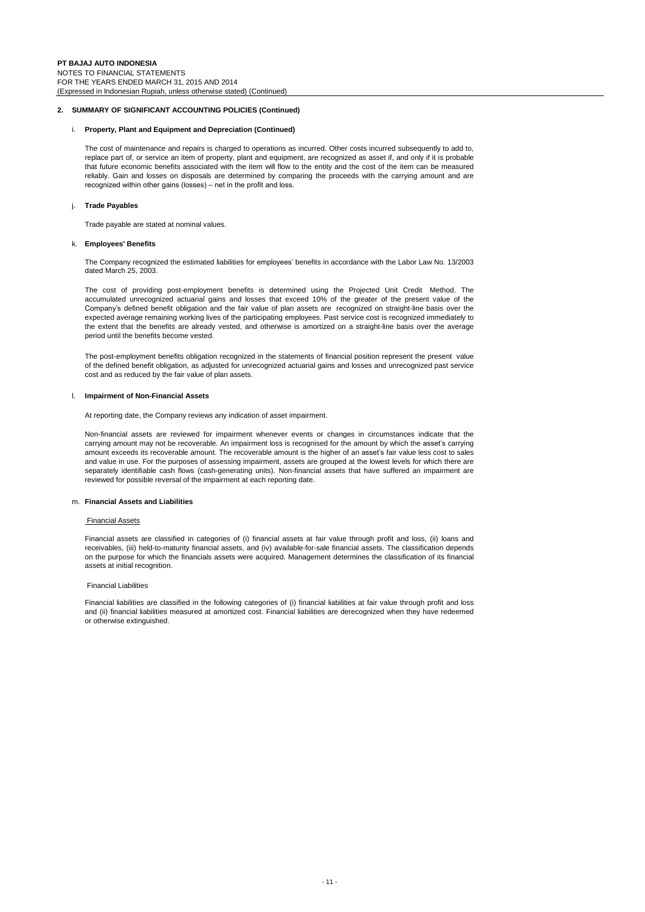## 2. SUMMARY OF SIGNIFICANT ACCOUNTING POLICIES (Continued)

### i. Property, Plant and Equipment and Depreciation (Continued)

The cost of maintenance and repairs is charged to operations as incurred. Other costs incurred subsequently to add to, replace part of, or service an item of property, plant and equipment, are recognized as asset if, and only if it is probable that future economic benefits associated with the item will flow to the entity and the cost of the item can be measured reliably. Gain and losses on disposals are determined by comparing the proceeds with the carrying amount and are recognized within other gains (losses) – net in the profit and loss.

### j. Trade Payables

Trade payable are stated at nominal values.

### k. Employees' Benefits

The Company recognized the estimated liabilities for employees' benefits in accordance with the Labor Law No. 13/2003 dated March 25, 2003.

The cost of providing post-employment benefits is determined using the Projected Unit Credit Method. The accumulated unrecognized actuarial gains and losses that exceed 10% of the greater of the present value of the Company's defined benefit obligation and the fair value of plan assets are recognized on straight-line basis over the expected average remaining working lives of the participating employees. Past service cost is recognized immediately to the extent that the benefits are already vested, and otherwise is amortized on a straight-line basis over the average period until the benefits become vested.

The post-employment benefits obligation recognized in the statements of financial position represent the present value of the defined benefit obligation, as adjusted for unrecognized actuarial gains and losses and unrecognized past service cost and as reduced by the fair value of plan assets.

### l. Impairment of Non-Financial Assets

At reporting date, the Company reviews any indication of asset impairment.

Non-financial assets are reviewed for impairment whenever events or changes in circumstances indicate that the carrying amount may not be recoverable. An impairment loss is recognised for the amount by which the asset's carrying amount exceeds its recoverable amount. The recoverable amount is the higher of an asset's fair value less cost to sales and value in use. For the purposes of assessing impairment, assets are grouped at the lowest levels for which there are separately identifiable cash flows (cash-generating units). Non-financial assets that have suffered an impairment are reviewed for possible reversal of the impairment at each reporting date.

### m. Financial Assets and Liabilities

Financial Assets

Financial assets are classified in categories of (i) financial assets at fair value through profit and loss, (ii) loans and receivables, (iii) held-to-maturity financial assets, and (iv) available-for-sale financial assets. The classification depends on the purpose for which the financials assets were acquired. Management determines the classification of its financial assets at initial recognition.

Financial Liabilities

Financial liabilities are classified in the following categories of (i) financial liabilities at fair value through profit and loss and (ii) financial liabilities measured at amortized cost. Financial liabilities are derecognized when they have redeemed or otherwise extinguished.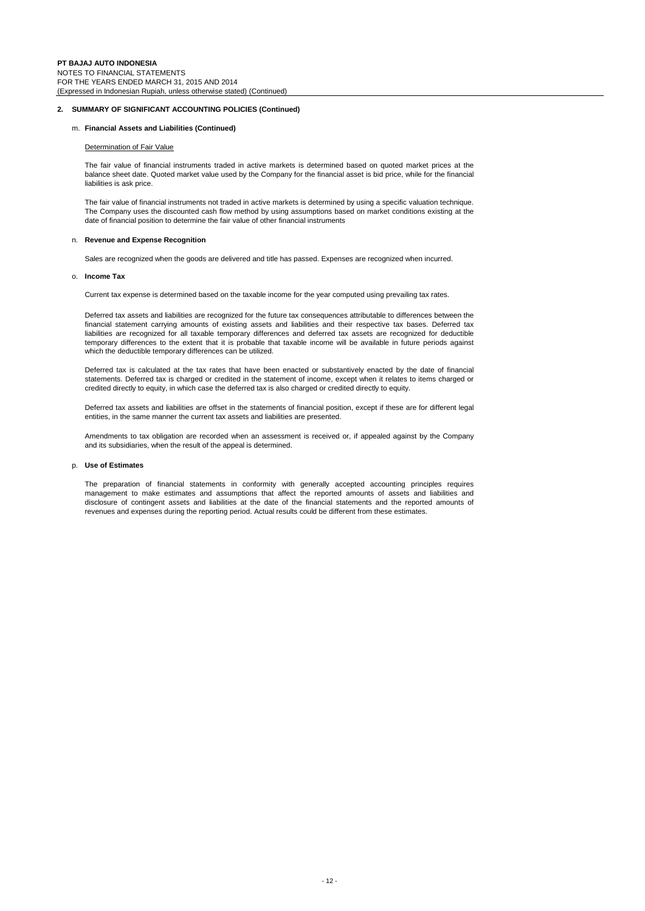## 2. SUMMARY OF SIGNIFICANT ACCOUNTING POLICIES (Continued)

### m. Financial Assets and Liabilities (Continued)

Determination of Fair Value

The fair value of financial instruments traded in active markets is determined based on quoted market prices at the balance sheet date. Quoted market value used by the Company for the financial asset is bid price, while for the financial liabilities is ask price.

The fair value of financial instruments not traded in active markets is determined by using a specific valuation technique. The Company uses the discounted cash flow method by using assumptions based on market conditions existing at the date of financial position to determine the fair value of other financial instruments

### n. Revenue and Expense Recognition

Sales are recognized when the goods are delivered and title has passed. Expenses are recognized when incurred.

### o. Income Tax

Current tax expense is determined based on the taxable income for the year computed using prevailing tax rates.

Deferred tax assets and liabilities are recognized for the future tax consequences attributable to differences between the financial statement carrying amounts of existing assets and liabilities and their respective tax bases. Deferred tax liabilities are recognized for all taxable temporary differences and deferred tax assets are recognized for deductible temporary differences to the extent that it is probable that taxable income will be available in future periods against which the deductible temporary differences can be utilized.

Deferred tax is calculated at the tax rates that have been enacted or substantively enacted by the date of financial statements. Deferred tax is charged or credited in the statement of income, except when it relates to items charged or credited directly to equity, in which case the deferred tax is also charged or credited directly to equity.

Deferred tax assets and liabilities are offset in the statements of financial position, except if these are for different legal entities, in the same manner the current tax assets and liabilities are presented.

Amendments to tax obligation are recorded when an assessment is received or, if appealed against by the Company and its subsidiaries, when the result of the appeal is determined.

### p. Use of Estimates

The preparation of financial statements in conformity with generally accepted accounting principles requires management to make estimates and assumptions that affect the reported amounts of assets and liabilities and disclosure of contingent assets and liabilities at the date of the financial statements and the reported amounts of revenues and expenses during the reporting period. Actual results could be different from these estimates.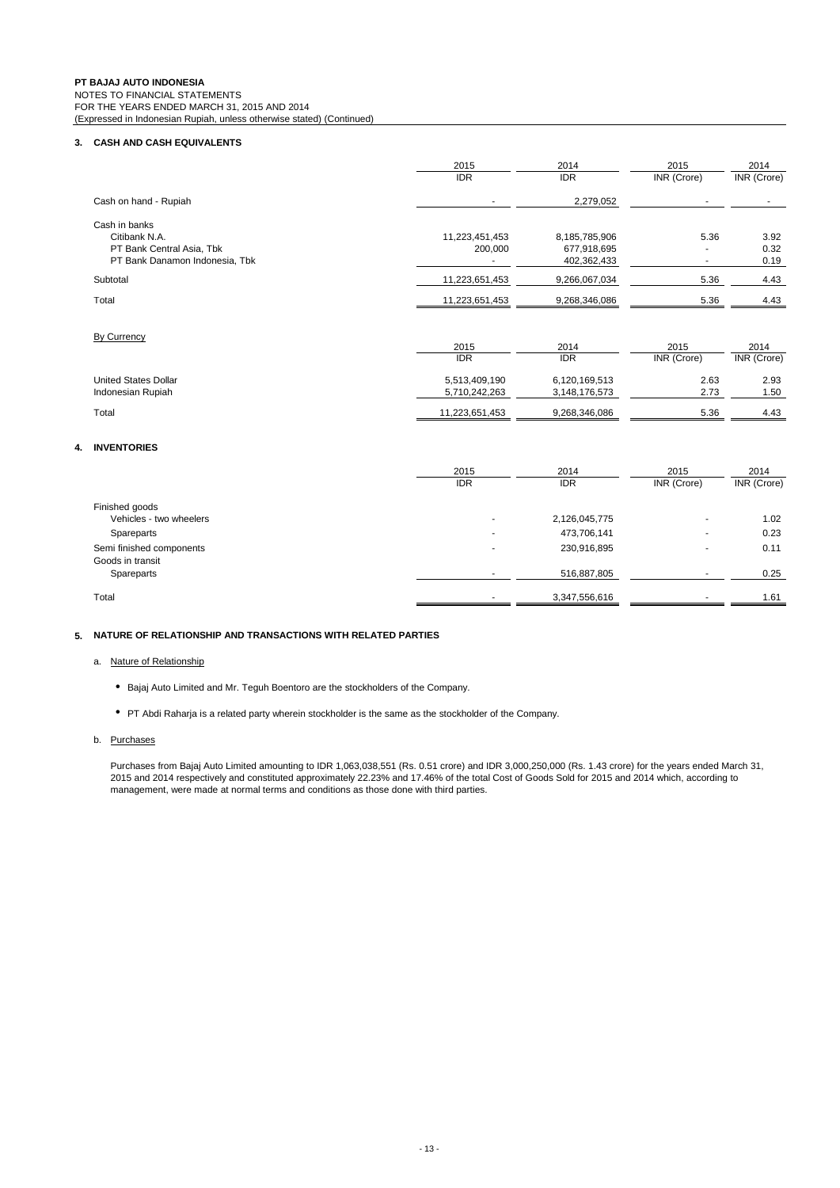**PT BAJAJ AUTO INDONESIA**
NOTES TO FINANCIAL STATEMENTS
FOR THE YEARS ENDED MARCH 31, 2015 AND 2014
(Expressed in Indonesian Rupiah, unless otherwise stated) (Continued)

## 3. CASH AND CASH EQUIVALENTS

| | 2015 IDR | 2014 IDR | 2015 INR (Crore) | 2014 INR (Crore) |
|---|---|---|---|---|
| Cash on hand - Rupiah | - | 2,279,052 | - | - |
| Cash in banks | | | | |
| Citibank N.A. | 11,223,451,453 | 8,185,785,906 | 5.36 | 3.92 |
| PT Bank Central Asia, Tbk | 200,000 | 677,918,695 | - | 0.32 |
| PT Bank Danamon Indonesia, Tbk | - | 402,362,433 | - | 0.19 |
| Subtotal | 11,223,651,453 | 9,266,067,034 | 5.36 | 4.43 |
| Total | 11,223,651,453 | 9,268,346,086 | 5.36 | 4.43 |

By Currency

| | 2015 IDR | 2014 IDR | 2015 INR (Crore) | 2014 INR (Crore) |
|---|---|---|---|---|
| United States Dollar | 5,513,409,190 | 6,120,169,513 | 2.63 | 2.93 |
| Indonesian Rupiah | 5,710,242,263 | 3,148,176,573 | 2.73 | 1.50 |
| Total | 11,223,651,453 | 9,268,346,086 | 5.36 | 4.43 |

## 4. INVENTORIES

| | 2015 IDR | 2014 IDR | 2015 INR (Crore) | 2014 INR (Crore) |
|---|---|---|---|---|
| Finished goods | | | | |
| Vehicles - two wheelers | - | 2,126,045,775 | - | 1.02 |
| Spareparts | - | 473,706,141 | - | 0.23 |
| Semi finished components | - | 230,916,895 | - | 0.11 |
| Goods in transit | | | | |
| Spareparts | - | 516,887,805 | - | 0.25 |
| Total | - | 3,347,556,616 | - | 1.61 |

## 5. NATURE OF RELATIONSHIP AND TRANSACTIONS WITH RELATED PARTIES

a. Nature of Relationship

- Bajaj Auto Limited and Mr. Teguh Boentoro are the stockholders of the Company.
- PT Abdi Raharja is a related party wherein stockholder is the same as the stockholder of the Company.

b. Purchases

Purchases from Bajaj Auto Limited amounting to IDR 1,063,038,551 (Rs. 0.51 crore) and IDR 3,000,250,000 (Rs. 1.43 crore) for the years ended March 31, 2015 and 2014 respectively and constituted approximately 22.23% and 17.46% of the total Cost of Goods Sold for 2015 and 2014 which, according to management, were made at normal terms and conditions as those done with third parties.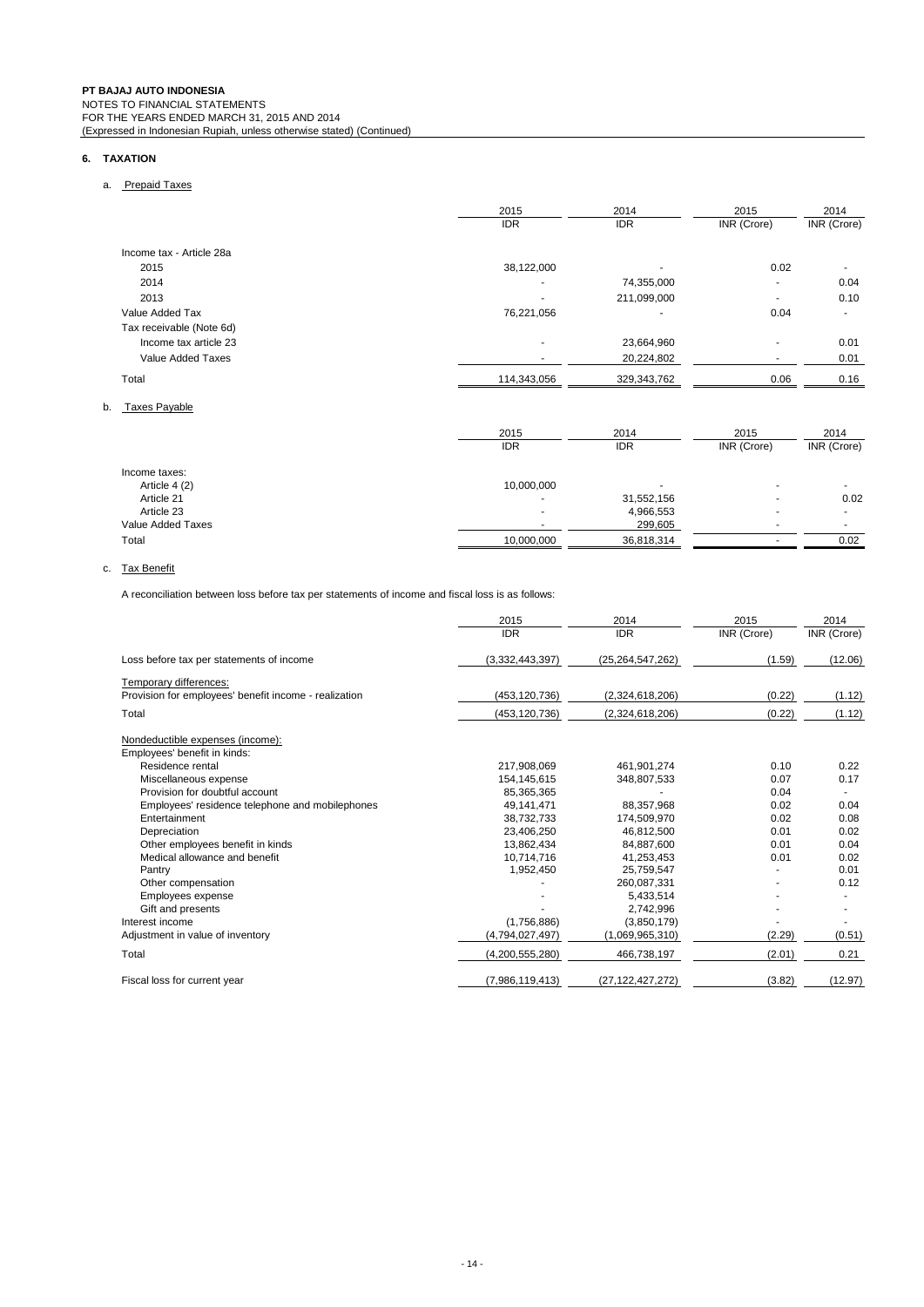**PT BAJAJ AUTO INDONESIA**
NOTES TO FINANCIAL STATEMENTS
FOR THE YEARS ENDED MARCH 31, 2015 AND 2014
(Expressed in Indonesian Rupiah, unless otherwise stated) (Continued)

## 6. TAXATION

a. Prepaid Taxes

| | 2015 IDR | 2014 IDR | 2015 INR (Crore) | 2014 INR (Crore) |
|---|---|---|---|---|
| Income tax - Article 28a | | | | |
| 2015 | 38,122,000 | - | 0.02 | - |
| 2014 | - | 74,355,000 | - | 0.04 |
| 2013 | - | 211,099,000 | - | 0.10 |
| Value Added Tax | 76,221,056 | - | 0.04 | - |
| Tax receivable (Note 6d) | | | | |
| Income tax article 23 | - | 23,664,960 | - | 0.01 |
| Value Added Taxes | - | 20,224,802 | - | 0.01 |
| Total | 114,343,056 | 329,343,762 | 0.06 | 0.16 |

b. Taxes Payable

| | 2015 IDR | 2014 IDR | 2015 INR (Crore) | 2014 INR (Crore) |
|---|---|---|---|---|
| Income taxes: | | | | |
| Article 4 (2) | 10,000,000 | - | - | - |
| Article 21 | - | 31,552,156 | - | 0.02 |
| Article 23 | - | 4,966,553 | - | - |
| Value Added Taxes | - | 299,605 | - | - |
| Total | 10,000,000 | 36,818,314 | - | 0.02 |

c. Tax Benefit

A reconciliation between loss before tax per statements of income and fiscal loss is as follows:

| | 2015 IDR | 2014 IDR | 2015 INR (Crore) | 2014 INR (Crore) |
|---|---|---|---|---|
| Loss before tax per statements of income | (3,332,443,397) | (25,264,547,262) | (1.59) | (12.06) |
| Temporary differences: | | | | |
| Provision for employees' benefit income - realization | (453,120,736) | (2,324,618,206) | (0.22) | (1.12) |
| Total | (453,120,736) | (2,324,618,206) | (0.22) | (1.12) |
| Nondeductible expenses (income): | | | | |
| Employees' benefit in kinds: | | | | |
| Residence rental | 217,908,069 | 461,901,274 | 0.10 | 0.22 |
| Miscellaneous expense | 154,145,615 | 348,807,533 | 0.07 | 0.17 |
| Provision for doubtful account | 85,365,365 | - | 0.04 | - |
| Employees' residence telephone and mobilephones | 49,141,471 | 88,357,968 | 0.02 | 0.04 |
| Entertainment | 38,732,733 | 174,509,970 | 0.02 | 0.08 |
| Depreciation | 23,406,250 | 46,812,500 | 0.01 | 0.02 |
| Other employees benefit in kinds | 13,862,434 | 84,887,600 | 0.01 | 0.04 |
| Medical allowance and benefit | 10,714,716 | 41,253,453 | 0.01 | 0.02 |
| Pantry | 1,952,450 | 25,759,547 | - | 0.01 |
| Other compensation | - | 260,087,331 | - | 0.12 |
| Employees expense | - | 5,433,514 | - | - |
| Gift and presents | - | 2,742,996 | - | - |
| Interest income | (1,756,886) | (3,850,179) | - | - |
| Adjustment in value of inventory | (4,794,027,497) | (1,069,965,310) | (2.29) | (0.51) |
| Total | (4,200,555,280) | 466,738,197 | (2.01) | 0.21 |
| Fiscal loss for current year | (7,986,119,413) | (27,122,427,272) | (3.82) | (12.97) |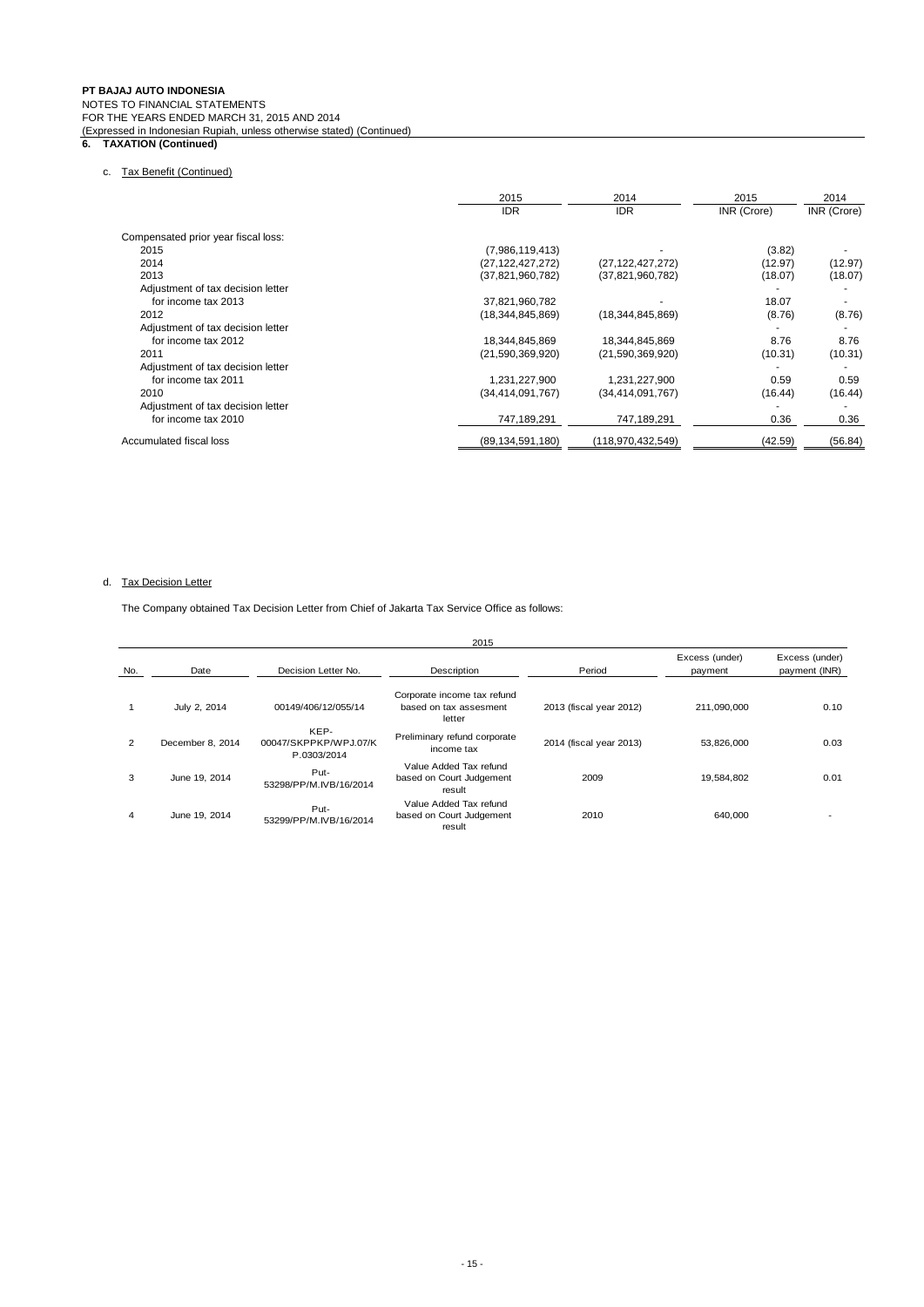**PT BAJAJ AUTO INDONESIA**
NOTES TO FINANCIAL STATEMENTS
FOR THE YEARS ENDED MARCH 31, 2015 AND 2014
(Expressed in Indonesian Rupiah, unless otherwise stated) (Continued)

**6. TAXATION (Continued)**

c. Tax Benefit (Continued)

| | 2015 IDR | 2014 IDR | 2015 INR (Crore) | 2014 INR (Crore) |
|---|---|---|---|---|
| Compensated prior year fiscal loss: | | | | |
| 2015 | (7,986,119,413) | - | (3.82) | - |
| 2014 | (27,122,427,272) | (27,122,427,272) | (12.97) | (12.97) |
| 2013 | (37,821,960,782) | (37,821,960,782) | (18.07) | (18.07) |
| Adjustment of tax decision letter for income tax 2013 | 37,821,960,782 | - | 18.07 | - |
| 2012 | (18,344,845,869) | (18,344,845,869) | (8.76) | (8.76) |
| Adjustment of tax decision letter for income tax 2012 | 18,344,845,869 | 18,344,845,869 | 8.76 | 8.76 |
| 2011 | (21,590,369,920) | (21,590,369,920) | (10.31) | (10.31) |
| Adjustment of tax decision letter for income tax 2011 | 1,231,227,900 | 1,231,227,900 | 0.59 | 0.59 |
| 2010 | (34,414,091,767) | (34,414,091,767) | (16.44) | (16.44) |
| Adjustment of tax decision letter for income tax 2010 | 747,189,291 | 747,189,291 | 0.36 | 0.36 |
| Accumulated fiscal loss | (89,134,591,180) | (118,970,432,549) | (42.59) | (56.84) |

d. Tax Decision Letter

The Company obtained Tax Decision Letter from Chief of Jakarta Tax Service Office as follows:

2015

| No. | Date | Decision Letter No. | Description | Period | Excess (under) payment | Excess (under) payment (INR) |
|---|---|---|---|---|---|---|
| 1 | July 2, 2014 | 00149/406/12/055/14 | Corporate income tax refund based on tax assesment letter | 2013 (fiscal year 2012) | 211,090,000 | 0.10 |
| 2 | December 8, 2014 | KEP-00047/SKPPKP/WPJ.07/KP.0303/2014 | Preliminary refund corporate income tax | 2014 (fiscal year 2013) | 53,826,000 | 0.03 |
| 3 | June 19, 2014 | Put-53298/PP/M.IVB/16/2014 | Value Added Tax refund based on Court Judgement result | 2009 | 19,584,802 | 0.01 |
| 4 | June 19, 2014 | Put-53299/PP/M.IVB/16/2014 | Value Added Tax refund based on Court Judgement result | 2010 | 640,000 | - |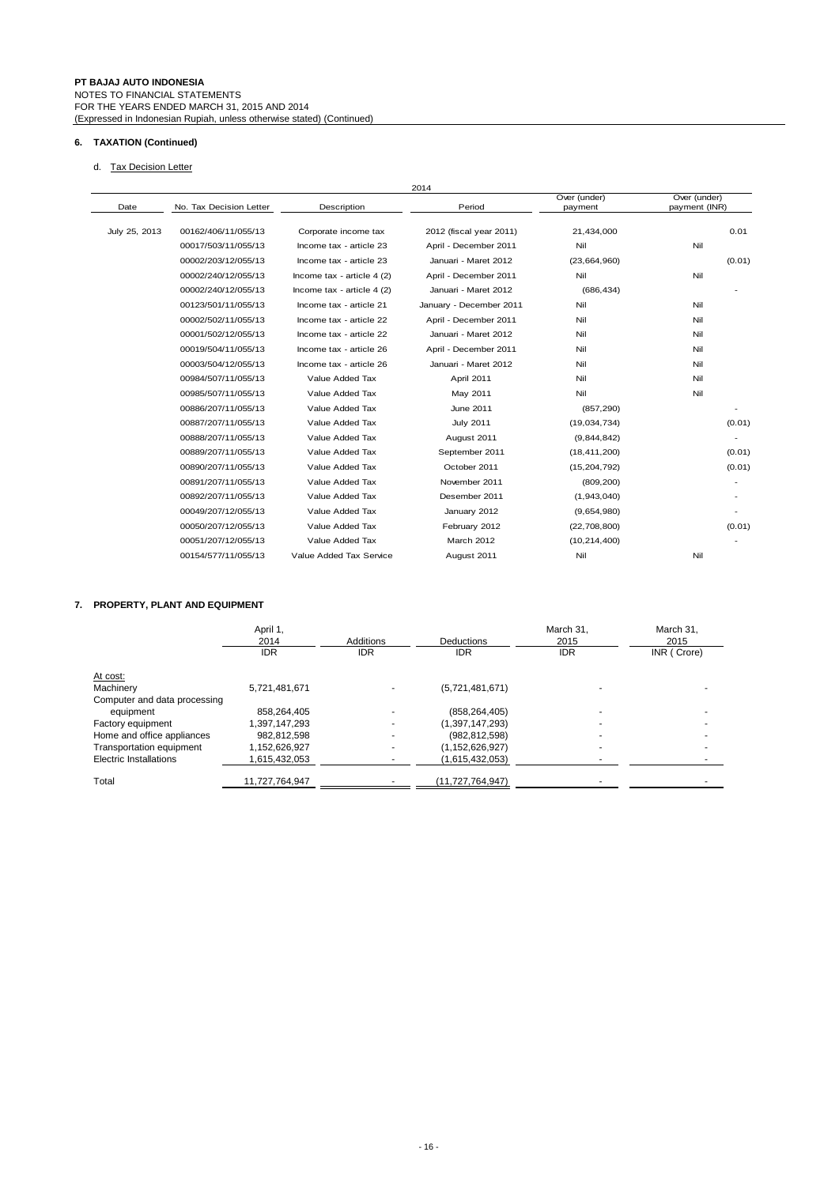**PT BAJAJ AUTO INDONESIA**
NOTES TO FINANCIAL STATEMENTS
FOR THE YEARS ENDED MARCH 31, 2015 AND 2014
(Expressed in Indonesian Rupiah, unless otherwise stated) (Continued)

## 6. TAXATION (Continued)

d. Tax Decision Letter

| | | 2014 | | | |
|---|---|---|---|---|---|
| Date | No. Tax Decision Letter | Description | Period | Over (under) payment | Over (under) payment (INR) |
| July 25, 2013 | 00162/406/11/055/13 | Corporate income tax | 2012 (fiscal year 2011) | 21,434,000 | 0.01 |
| | 00017/503/11/055/13 | Income tax - article 23 | April - December 2011 | Nil | Nil |
| | 00002/203/12/055/13 | Income tax - article 23 | Januari - Maret 2012 | (23,664,960) | (0.01) |
| | 00002/240/12/055/13 | Income tax - article 4 (2) | April - December 2011 | Nil | Nil |
| | 00002/240/12/055/13 | Income tax - article 4 (2) | Januari - Maret 2012 | (686,434) | - |
| | 00123/501/11/055/13 | Income tax - article 21 | January - December 2011 | Nil | Nil |
| | 00002/502/11/055/13 | Income tax - article 22 | April - December 2011 | Nil | Nil |
| | 00001/502/12/055/13 | Income tax - article 22 | Januari - Maret 2012 | Nil | Nil |
| | 00019/504/11/055/13 | Income tax - article 26 | April - December 2011 | Nil | Nil |
| | 00003/504/12/055/13 | Income tax - article 26 | Januari - Maret 2012 | Nil | Nil |
| | 00984/507/11/055/13 | Value Added Tax | April 2011 | Nil | Nil |
| | 00985/507/11/055/13 | Value Added Tax | May 2011 | Nil | Nil |
| | 00886/207/11/055/13 | Value Added Tax | June 2011 | (857,290) | - |
| | 00887/207/11/055/13 | Value Added Tax | July 2011 | (19,034,734) | (0.01) |
| | 00888/207/11/055/13 | Value Added Tax | August 2011 | (9,844,842) | - |
| | 00889/207/11/055/13 | Value Added Tax | September 2011 | (18,411,200) | (0.01) |
| | 00890/207/11/055/13 | Value Added Tax | October 2011 | (15,204,792) | (0.01) |
| | 00891/207/11/055/13 | Value Added Tax | November 2011 | (809,200) | - |
| | 00892/207/11/055/13 | Value Added Tax | Desember 2011 | (1,943,040) | - |
| | 00049/207/12/055/13 | Value Added Tax | January 2012 | (9,654,980) | - |
| | 00050/207/12/055/13 | Value Added Tax | February 2012 | (22,708,800) | (0.01) |
| | 00051/207/12/055/13 | Value Added Tax | March 2012 | (10,214,400) | - |
| | 00154/577/11/055/13 | Value Added Tax Service | August 2011 | Nil | Nil |

## 7. PROPERTY, PLANT AND EQUIPMENT

| | April 1, 2014 | Additions | Deductions | March 31, 2015 | March 31, 2015 |
|---|---|---|---|---|---|
| | IDR | IDR | IDR | IDR | INR ( Crore) |
| At cost: | | | | | |
| Machinery | 5,721,481,671 | - | (5,721,481,671) | - | - |
| Computer and data processing equipment | 858,264,405 | - | (858,264,405) | - | - |
| Factory equipment | 1,397,147,293 | - | (1,397,147,293) | - | - |
| Home and office appliances | 982,812,598 | - | (982,812,598) | - | - |
| Transportation equipment | 1,152,626,927 | - | (1,152,626,927) | - | - |
| Electric Installations | 1,615,432,053 | - | (1,615,432,053) | - | - |
| Total | 11,727,764,947 | - | (11,727,764,947) | - | - |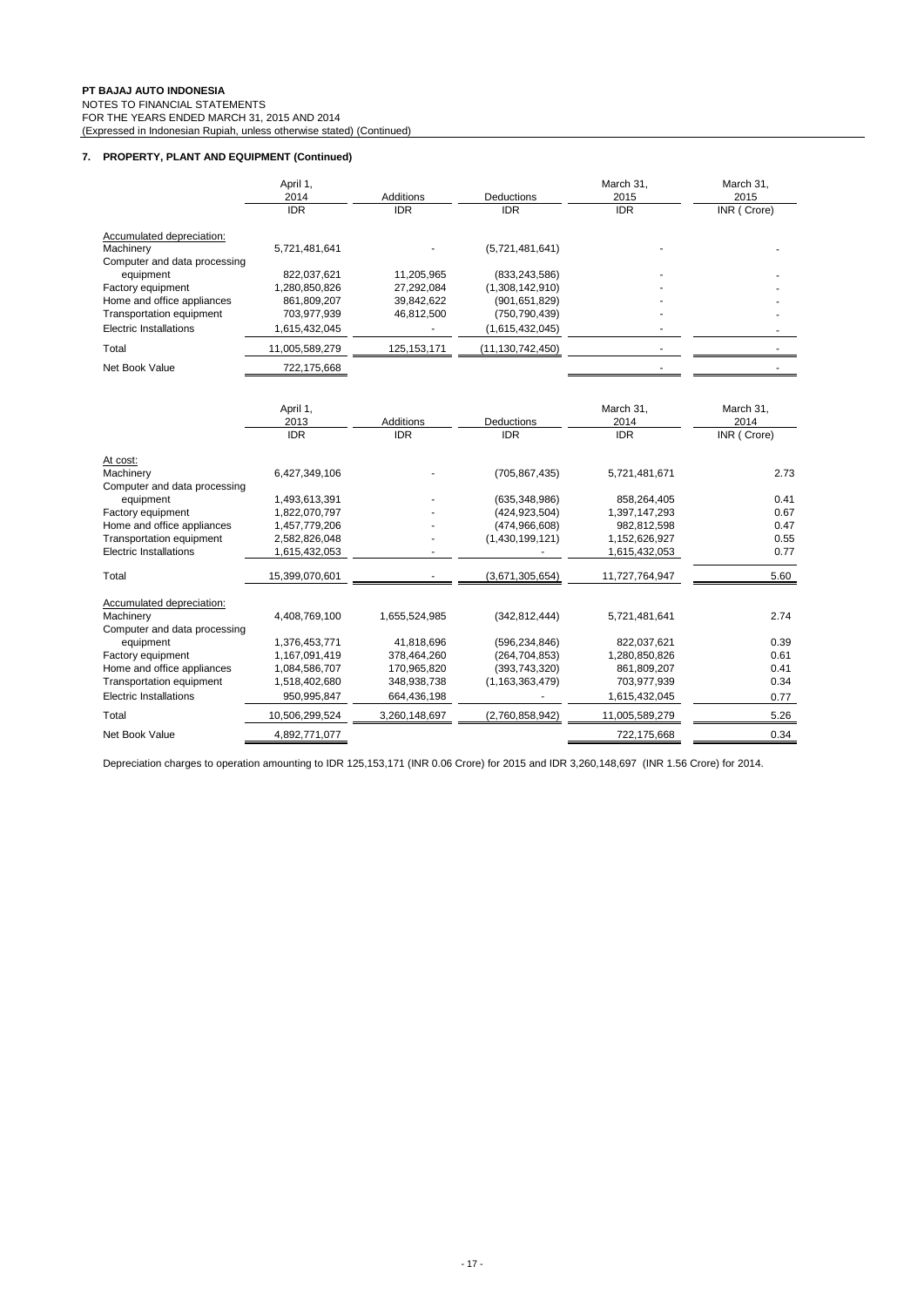**PT BAJAJ AUTO INDONESIA**
NOTES TO FINANCIAL STATEMENTS
FOR THE YEARS ENDED MARCH 31, 2015 AND 2014
(Expressed in Indonesian Rupiah, unless otherwise stated) (Continued)

## 7. PROPERTY, PLANT AND EQUIPMENT (Continued)

| | April 1, 2014 | Additions | Deductions | March 31, 2015 | March 31, 2015 |
|---|---|---|---|---|---|
| | IDR | IDR | IDR | IDR | INR ( Crore) |
| Accumulated depreciation: | | | | | |
| Machinery | 5,721,481,641 | - | (5,721,481,641) | - | - |
| Computer and data processing equipment | 822,037,621 | 11,205,965 | (833,243,586) | - | - |
| Factory equipment | 1,280,850,826 | 27,292,084 | (1,308,142,910) | - | - |
| Home and office appliances | 861,809,207 | 39,842,622 | (901,651,829) | - | - |
| Transportation equipment | 703,977,939 | 46,812,500 | (750,790,439) | - | - |
| Electric Installations | 1,615,432,045 | - | (1,615,432,045) | - | - |
| Total | 11,005,589,279 | 125,153,171 | (11,130,742,450) | - | - |
| Net Book Value | 722,175,668 | | | - | - |

| | April 1, 2013 | Additions | Deductions | March 31, 2014 | March 31, 2014 |
|---|---|---|---|---|---|
| | IDR | IDR | IDR | IDR | INR ( Crore) |
| At cost: | | | | | |
| Machinery | 6,427,349,106 | - | (705,867,435) | 5,721,481,671 | 2.73 |
| Computer and data processing equipment | 1,493,613,391 | - | (635,348,986) | 858,264,405 | 0.41 |
| Factory equipment | 1,822,070,797 | - | (424,923,504) | 1,397,147,293 | 0.67 |
| Home and office appliances | 1,457,779,206 | - | (474,966,608) | 982,812,598 | 0.47 |
| Transportation equipment | 2,582,826,048 | - | (1,430,199,121) | 1,152,626,927 | 0.55 |
| Electric Installations | 1,615,432,053 | - | - | 1,615,432,053 | 0.77 |
| Total | 15,399,070,601 | - | (3,671,305,654) | 11,727,764,947 | 5.60 |
| Accumulated depreciation: | | | | | |
| Machinery | 4,408,769,100 | 1,655,524,985 | (342,812,444) | 5,721,481,641 | 2.74 |
| Computer and data processing equipment | 1,376,453,771 | 41,818,696 | (596,234,846) | 822,037,621 | 0.39 |
| Factory equipment | 1,167,091,419 | 378,464,260 | (264,704,853) | 1,280,850,826 | 0.61 |
| Home and office appliances | 1,084,586,707 | 170,965,820 | (393,743,320) | 861,809,207 | 0.41 |
| Transportation equipment | 1,518,402,680 | 348,938,738 | (1,163,363,479) | 703,977,939 | 0.34 |
| Electric Installations | 950,995,847 | 664,436,198 | - | 1,615,432,045 | 0.77 |
| Total | 10,506,299,524 | 3,260,148,697 | (2,760,858,942) | 11,005,589,279 | 5.26 |
| Net Book Value | 4,892,771,077 | | | 722,175,668 | 0.34 |

Depreciation charges to operation amounting to IDR 125,153,171 (INR 0.06 Crore) for 2015 and IDR 3,260,148,697 (INR 1.56 Crore) for 2014.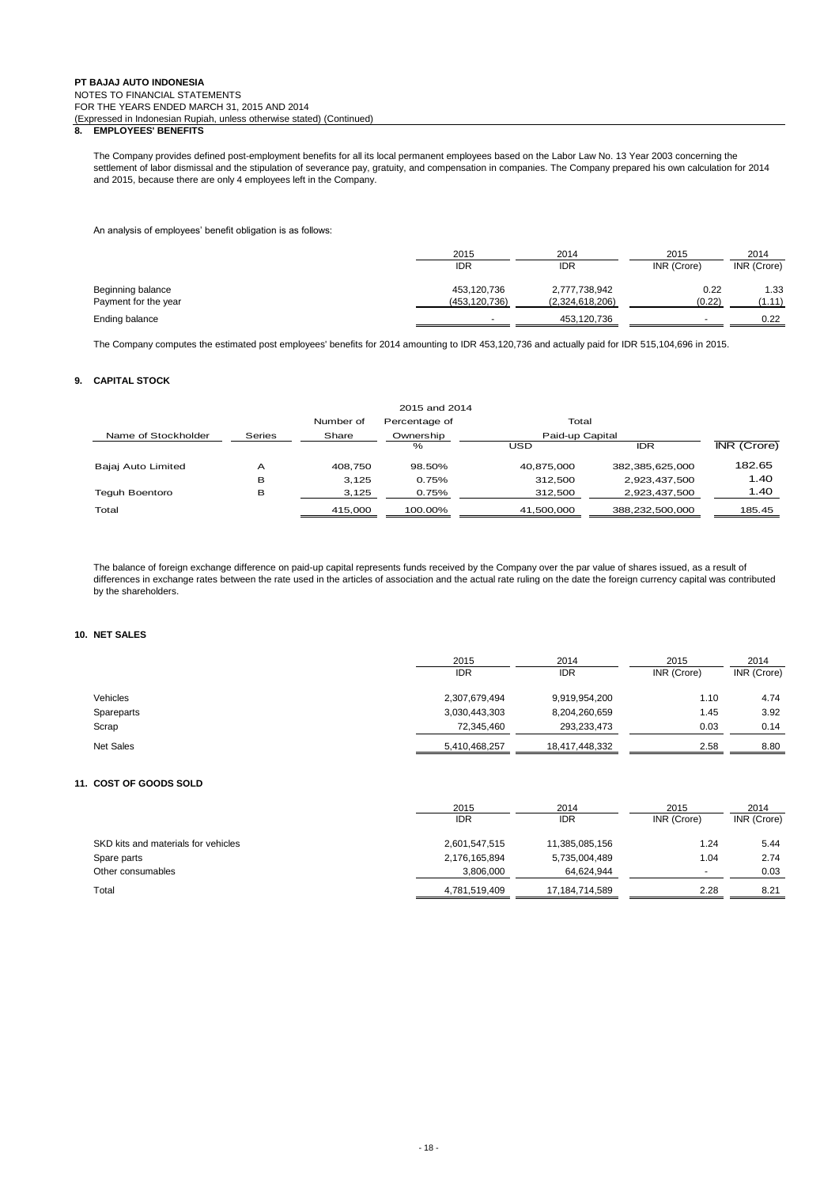## 8. EMPLOYEES' BENEFITS

The Company provides defined post-employment benefits for all its local permanent employees based on the Labor Law No. 13 Year 2003 concerning the settlement of labor dismissal and the stipulation of severance pay, gratuity, and compensation in companies. The Company prepared his own calculation for 2014 and 2015, because there are only 4 employees left in the Company.

An analysis of employees' benefit obligation is as follows:

| | 2015 | 2014 | 2015 | 2014 |
|---|---|---|---|---|
| | IDR | IDR | INR (Crore) | INR (Crore) |
| Beginning balance | 453,120,736 | 2,777,738,942 | 0.22 | 1.33 |
| Payment for the year | (453,120,736) | (2,324,618,206) | (0.22) | (1.11) |
| Ending balance | - | 453,120,736 | - | 0.22 |

The Company computes the estimated post employees' benefits for 2014 amounting to IDR 453,120,736 and actually paid for IDR 515,104,696 in 2015.

## 9. CAPITAL STOCK

| | | 2015 and 2014 | | | | |
|---|---|---|---|---|---|---|
| Name of Stockholder | Series | Number of Share | Percentage of Ownership | Total Paid-up Capital | | |
| | | | % | USD | IDR | INR (Crore) |
| Bajaj Auto Limited | A | 408,750 | 98.50% | 40,875,000 | 382,385,625,000 | 182.65 |
| | B | 3,125 | 0.75% | 312,500 | 2,923,437,500 | 1.40 |
| Teguh Boentoro | B | 3,125 | 0.75% | 312,500 | 2,923,437,500 | 1.40 |
| Total | | 415,000 | 100.00% | 41,500,000 | 388,232,500,000 | 185.45 |

The balance of foreign exchange difference on paid-up capital represents funds received by the Company over the par value of shares issued, as a result of differences in exchange rates between the rate used in the articles of association and the actual rate ruling on the date the foreign currency capital was contributed by the shareholders.

## 10. NET SALES

| | 2015 | 2014 | 2015 | 2014 |
|---|---|---|---|---|
| | IDR | IDR | INR (Crore) | INR (Crore) |
| Vehicles | 2,307,679,494 | 9,919,954,200 | 1.10 | 4.74 |
| Spareparts | 3,030,443,303 | 8,204,260,659 | 1.45 | 3.92 |
| Scrap | 72,345,460 | 293,233,473 | 0.03 | 0.14 |
| Net Sales | 5,410,468,257 | 18,417,448,332 | 2.58 | 8.80 |

## 11. COST OF GOODS SOLD

| | 2015 | 2014 | 2015 | 2014 |
|---|---|---|---|---|
| | IDR | IDR | INR (Crore) | INR (Crore) |
| SKD kits and materials for vehicles | 2,601,547,515 | 11,385,085,156 | 1.24 | 5.44 |
| Spare parts | 2,176,165,894 | 5,735,004,489 | 1.04 | 2.74 |
| Other consumables | 3,806,000 | 64,624,944 | - | 0.03 |
| Total | 4,781,519,409 | 17,184,714,589 | 2.28 | 8.21 |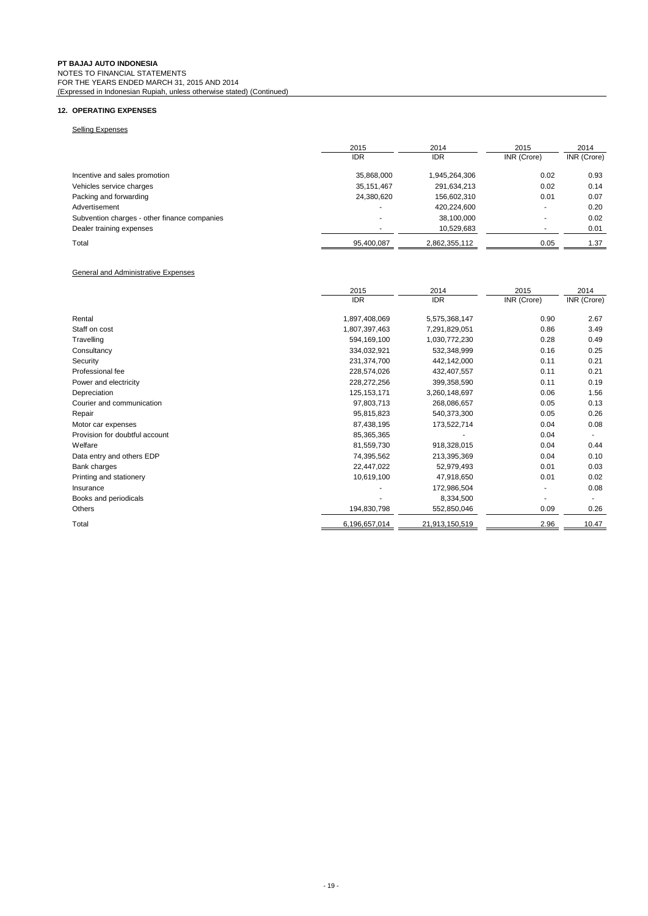## 12. OPERATING EXPENSES

Selling Expenses

| | 2015 | 2014 | 2015 | 2014 |
|---|---|---|---|---|
| | IDR | IDR | INR (Crore) | INR (Crore) |
| Incentive and sales promotion | 35,868,000 | 1,945,264,306 | 0.02 | 0.93 |
| Vehicles service charges | 35,151,467 | 291,634,213 | 0.02 | 0.14 |
| Packing and forwarding | 24,380,620 | 156,602,310 | 0.01 | 0.07 |
| Advertisement | - | 420,224,600 | - | 0.20 |
| Subvention charges - other finance companies | - | 38,100,000 | - | 0.02 |
| Dealer training expenses | - | 10,529,683 | - | 0.01 |
| Total | 95,400,087 | 2,862,355,112 | 0.05 | 1.37 |

General and Administrative Expenses

| | 2015 | 2014 | 2015 | 2014 |
|---|---|---|---|---|
| | IDR | IDR | INR (Crore) | INR (Crore) |
| Rental | 1,897,408,069 | 5,575,368,147 | 0.90 | 2.67 |
| Staff on cost | 1,807,397,463 | 7,291,829,051 | 0.86 | 3.49 |
| Travelling | 594,169,100 | 1,030,772,230 | 0.28 | 0.49 |
| Consultancy | 334,032,921 | 532,348,999 | 0.16 | 0.25 |
| Security | 231,374,700 | 442,142,000 | 0.11 | 0.21 |
| Professional fee | 228,574,026 | 432,407,557 | 0.11 | 0.21 |
| Power and electricity | 228,272,256 | 399,358,590 | 0.11 | 0.19 |
| Depreciation | 125,153,171 | 3,260,148,697 | 0.06 | 1.56 |
| Courier and communication | 97,803,713 | 268,086,657 | 0.05 | 0.13 |
| Repair | 95,815,823 | 540,373,300 | 0.05 | 0.26 |
| Motor car expenses | 87,438,195 | 173,522,714 | 0.04 | 0.08 |
| Provision for doubtful account | 85,365,365 | - | 0.04 | - |
| Welfare | 81,559,730 | 918,328,015 | 0.04 | 0.44 |
| Data entry and others EDP | 74,395,562 | 213,395,369 | 0.04 | 0.10 |
| Bank charges | 22,447,022 | 52,979,493 | 0.01 | 0.03 |
| Printing and stationery | 10,619,100 | 47,918,650 | 0.01 | 0.02 |
| Insurance | - | 172,986,504 | - | 0.08 |
| Books and periodicals | - | 8,334,500 | - | - |
| Others | 194,830,798 | 552,850,046 | 0.09 | 0.26 |
| Total | 6,196,657,014 | 21,913,150,519 | 2.96 | 10.47 |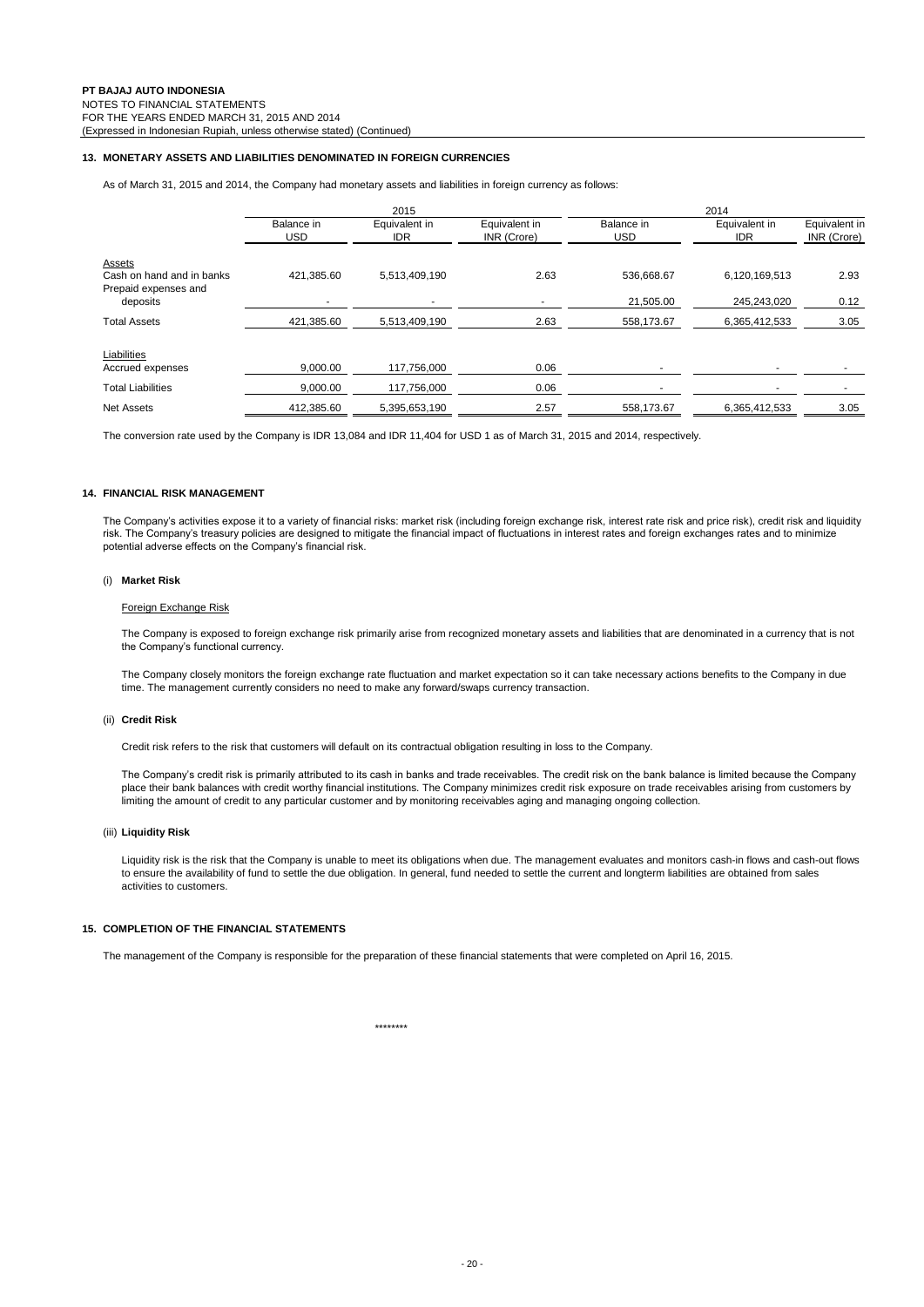**PT BAJAJ AUTO INDONESIA**
NOTES TO FINANCIAL STATEMENTS
FOR THE YEARS ENDED MARCH 31, 2015 AND 2014
(Expressed in Indonesian Rupiah, unless otherwise stated) (Continued)

## 13. MONETARY ASSETS AND LIABILITIES DENOMINATED IN FOREIGN CURRENCIES

As of March 31, 2015 and 2014, the Company had monetary assets and liabilities in foreign currency as follows:

| | 2015 | | | 2014 | | |
|---|---|---|---|---|---|---|
| | Balance in USD | Equivalent in IDR | Equivalent in INR (Crore) | Balance in USD | Equivalent in IDR | Equivalent in INR (Crore) |
| Assets | | | | | | |
| Cash on hand and in banks | 421,385.60 | 5,513,409,190 | 2.63 | 536,668.67 | 6,120,169,513 | 2.93 |
| Prepaid expenses and deposits | - | - | - | 21,505.00 | 245,243,020 | 0.12 |
| Total Assets | 421,385.60 | 5,513,409,190 | 2.63 | 558,173.67 | 6,365,412,533 | 3.05 |
| Liabilities | | | | | | |
| Accrued expenses | 9,000.00 | 117,756,000 | 0.06 | - | - | - |
| Total Liabilities | 9,000.00 | 117,756,000 | 0.06 | - | - | - |
| Net Assets | 412,385.60 | 5,395,653,190 | 2.57 | 558,173.67 | 6,365,412,533 | 3.05 |

The conversion rate used by the Company is IDR 13,084 and IDR 11,404 for USD 1 as of March 31, 2015 and 2014, respectively.

## 14. FINANCIAL RISK MANAGEMENT

The Company's activities expose it to a variety of financial risks: market risk (including foreign exchange risk, interest rate risk and price risk), credit risk and liquidity risk. The Company's treasury policies are designed to mitigate the financial impact of fluctuations in interest rates and foreign exchanges rates and to minimize potential adverse effects on the Company's financial risk.

### (i) Market Risk

Foreign Exchange Risk

The Company is exposed to foreign exchange risk primarily arise from recognized monetary assets and liabilities that are denominated in a currency that is not the Company's functional currency.

The Company closely monitors the foreign exchange rate fluctuation and market expectation so it can take necessary actions benefits to the Company in due time. The management currently considers no need to make any forward/swaps currency transaction.

### (ii) Credit Risk

Credit risk refers to the risk that customers will default on its contractual obligation resulting in loss to the Company.

The Company's credit risk is primarily attributed to its cash in banks and trade receivables. The credit risk on the bank balance is limited because the Company place their bank balances with credit worthy financial institutions. The Company minimizes credit risk exposure on trade receivables arising from customers by limiting the amount of credit to any particular customer and by monitoring receivables aging and managing ongoing collection.

### (iii) Liquidity Risk

Liquidity risk is the risk that the Company is unable to meet its obligations when due. The management evaluates and monitors cash-in flows and cash-out flows to ensure the availability of fund to settle the due obligation. In general, fund needed to settle the current and longterm liabilities are obtained from sales activities to customers.

## 15. COMPLETION OF THE FINANCIAL STATEMENTS

The management of the Company is responsible for the preparation of these financial statements that were completed on April 16, 2015.

********